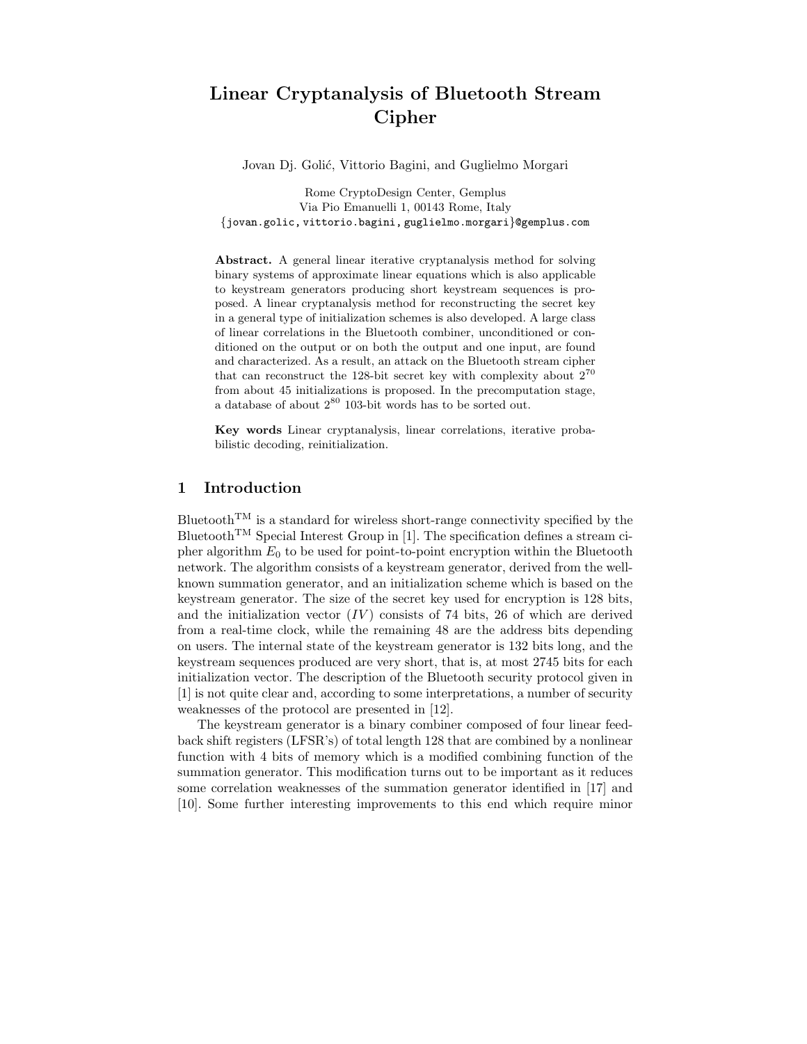# Linear Cryptanalysis of Bluetooth Stream Cipher

Jovan Dj. Golić, Vittorio Bagini, and Guglielmo Morgari

Rome CryptoDesign Center, Gemplus
Via Pio Emanuelli 1, 00143 Rome, Italy
{jovan.golic,vittorio.bagini,guglielmo.morgari}@gemplus.com

**Abstract.** A general linear iterative cryptanalysis method for solving binary systems of approximate linear equations which is also applicable to keystream generators producing short keystream sequences is proposed. A linear cryptanalysis method for reconstructing the secret key in a general type of initialization schemes is also developed. A large class of linear correlations in the Bluetooth combiner, unconditioned or conditioned on the output or on both the output and one input, are found and characterized. As a result, an attack on the Bluetooth stream cipher that can reconstruct the 128-bit secret key with complexity about $2^{70}$ from about 45 initializations is proposed. In the precomputation stage, a database of about $2^{80}$ 103-bit words has to be sorted out.

**Key words** Linear cryptanalysis, linear correlations, iterative probabilistic decoding, reinitialization.

## 1 Introduction

Bluetooth$^{\text{TM}}$ is a standard for wireless short-range connectivity specified by the Bluetooth$^{\text{TM}}$ Special Interest Group in [1]. The specification defines a stream cipher algorithm $E_0$ to be used for point-to-point encryption within the Bluetooth network. The algorithm consists of a keystream generator, derived from the well-known summation generator, and an initialization scheme which is based on the keystream generator. The size of the secret key used for encryption is 128 bits, and the initialization vector ($IV$) consists of 74 bits, 26 of which are derived from a real-time clock, while the remaining 48 are the address bits depending on users. The internal state of the keystream generator is 132 bits long, and the keystream sequences produced are very short, that is, at most 2745 bits for each initialization vector. The description of the Bluetooth security protocol given in [1] is not quite clear and, according to some interpretations, a number of security weaknesses of the protocol are presented in [12].

The keystream generator is a binary combiner composed of four linear feedback shift registers (LFSR's) of total length 128 that are combined by a nonlinear function with 4 bits of memory which is a modified combining function of the summation generator. This modification turns out to be important as it reduces some correlation weaknesses of the summation generator identified in [17] and [10]. Some further interesting improvements to this end which require minor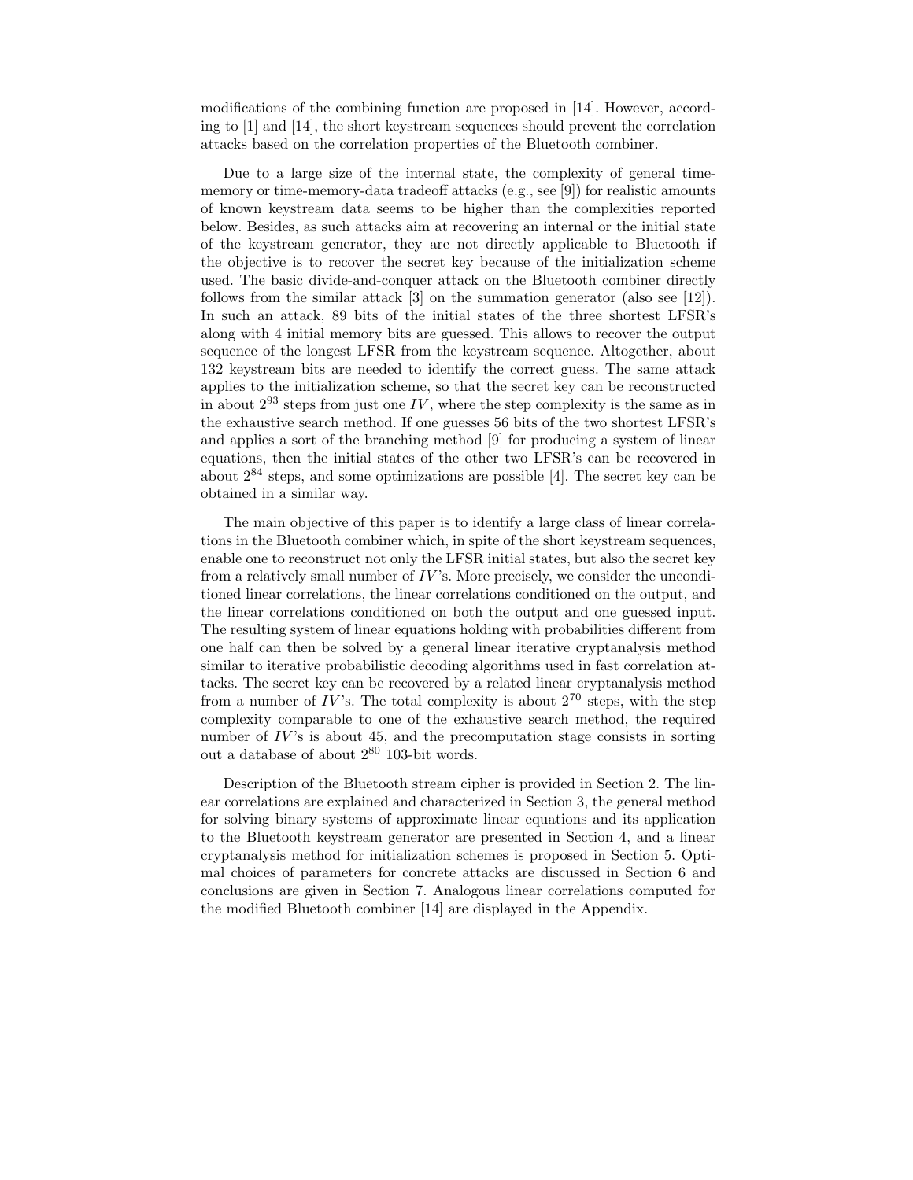modifications of the combining function are proposed in [14]. However, according to [1] and [14], the short keystream sequences should prevent the correlation attacks based on the correlation properties of the Bluetooth combiner.

Due to a large size of the internal state, the complexity of general time-memory or time-memory-data tradeoff attacks (e.g., see [9]) for realistic amounts of known keystream data seems to be higher than the complexities reported below. Besides, as such attacks aim at recovering an internal or the initial state of the keystream generator, they are not directly applicable to Bluetooth if the objective is to recover the secret key because of the initialization scheme used. The basic divide-and-conquer attack on the Bluetooth combiner directly follows from the similar attack [3] on the summation generator (also see [12]). In such an attack, 89 bits of the initial states of the three shortest LFSR's along with 4 initial memory bits are guessed. This allows to recover the output sequence of the longest LFSR from the keystream sequence. Altogether, about 132 keystream bits are needed to identify the correct guess. The same attack applies to the initialization scheme, so that the secret key can be reconstructed in about $2^{93}$ steps from just one $IV$, where the step complexity is the same as in the exhaustive search method. If one guesses 56 bits of the two shortest LFSR's and applies a sort of the branching method [9] for producing a system of linear equations, then the initial states of the other two LFSR's can be recovered in about $2^{84}$ steps, and some optimizations are possible [4]. The secret key can be obtained in a similar way.

The main objective of this paper is to identify a large class of linear correlations in the Bluetooth combiner which, in spite of the short keystream sequences, enable one to reconstruct not only the LFSR initial states, but also the secret key from a relatively small number of $IV$'s. More precisely, we consider the unconditioned linear correlations, the linear correlations conditioned on the output, and the linear correlations conditioned on both the output and one guessed input. The resulting system of linear equations holding with probabilities different from one half can then be solved by a general linear iterative cryptanalysis method similar to iterative probabilistic decoding algorithms used in fast correlation attacks. The secret key can be recovered by a related linear cryptanalysis method from a number of $IV$'s. The total complexity is about $2^{70}$ steps, with the step complexity comparable to one of the exhaustive search method, the required number of $IV$'s is about 45, and the precomputation stage consists in sorting out a database of about $2^{80}$ 103-bit words.

Description of the Bluetooth stream cipher is provided in Section 2. The linear correlations are explained and characterized in Section 3, the general method for solving binary systems of approximate linear equations and its application to the Bluetooth keystream generator are presented in Section 4, and a linear cryptanalysis method for initialization schemes is proposed in Section 5. Optimal choices of parameters for concrete attacks are discussed in Section 6 and conclusions are given in Section 7. Analogous linear correlations computed for the modified Bluetooth combiner [14] are displayed in the Appendix.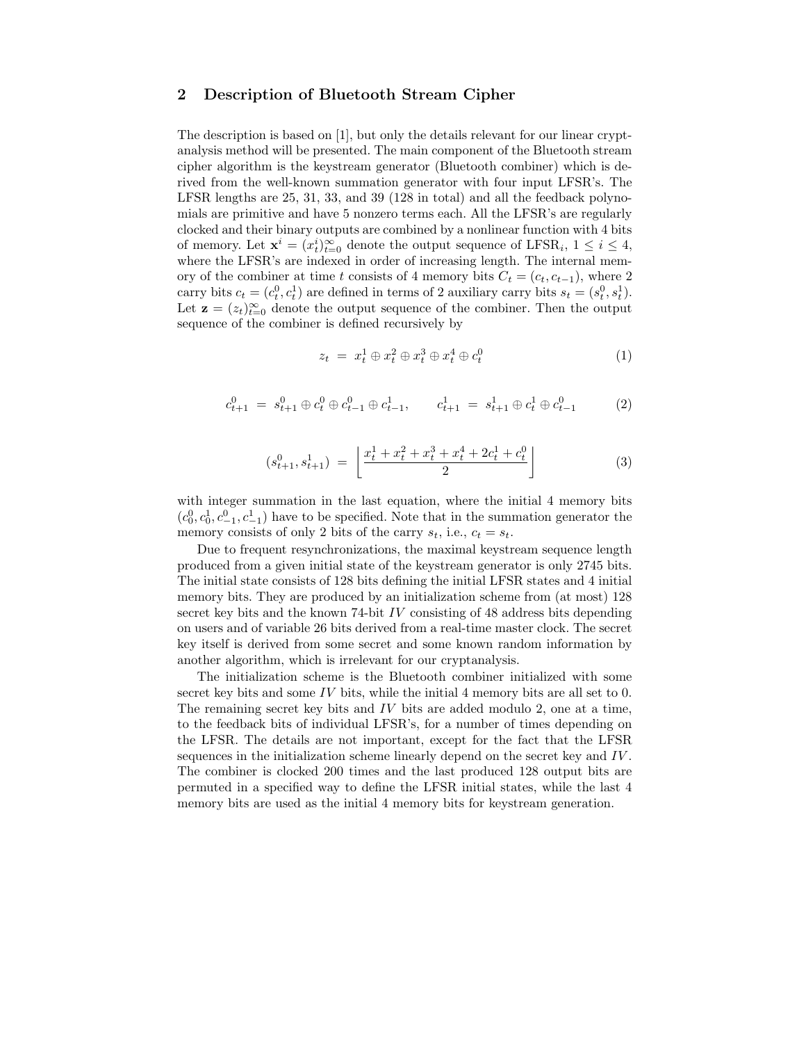## 2 Description of Bluetooth Stream Cipher

The description is based on [1], but only the details relevant for our linear cryptanalysis method will be presented. The main component of the Bluetooth stream cipher algorithm is the keystream generator (Bluetooth combiner) which is derived from the well-known summation generator with four input LFSR's. The LFSR lengths are 25, 31, 33, and 39 (128 in total) and all the feedback polynomials are primitive and have 5 nonzero terms each. All the LFSR's are regularly clocked and their binary outputs are combined by a nonlinear function with 4 bits of memory. Let $\mathbf{x}^i = (x_t^i)_{t=0}^{\infty}$ denote the output sequence of LFSR$_i$, $1 \leq i \leq 4$, where the LFSR's are indexed in order of increasing length. The internal memory of the combiner at time $t$ consists of 4 memory bits $C_t = (c_t, c_{t-1})$, where 2 carry bits $c_t = (c_t^0, c_t^1)$ are defined in terms of 2 auxiliary carry bits $s_t = (s_t^0, s_t^1)$. Let $\mathbf{z} = (z_t)_{t=0}^{\infty}$ denote the output sequence of the combiner. Then the output sequence of the combiner is defined recursively by

$$z_t \;=\; x_t^1 \oplus x_t^2 \oplus x_t^3 \oplus x_t^4 \oplus c_t^0 \tag{1}$$

$$c_{t+1}^0 \;=\; s_{t+1}^0 \oplus c_t^0 \oplus c_{t-1}^0 \oplus c_{t-1}^1, \qquad c_{t+1}^1 \;=\; s_{t+1}^1 \oplus c_t^1 \oplus c_{t-1}^0 \tag{2}$$

$$(s_{t+1}^0, s_{t+1}^1) \;=\; \left\lfloor \frac{x_t^1 + x_t^2 + x_t^3 + x_t^4 + 2c_t^1 + c_t^0}{2} \right\rfloor \tag{3}$$

with integer summation in the last equation, where the initial 4 memory bits $(c_0^0, c_0^1, c_{-1}^0, c_{-1}^1)$ have to be specified. Note that in the summation generator the memory consists of only 2 bits of the carry $s_t$, i.e., $c_t = s_t$.

Due to frequent resynchronizations, the maximal keystream sequence length produced from a given initial state of the keystream generator is only 2745 bits. The initial state consists of 128 bits defining the initial LFSR states and 4 initial memory bits. They are produced by an initialization scheme from (at most) 128 secret key bits and the known 74-bit $IV$ consisting of 48 address bits depending on users and of variable 26 bits derived from a real-time master clock. The secret key itself is derived from some secret and some known random information by another algorithm, which is irrelevant for our cryptanalysis.

The initialization scheme is the Bluetooth combiner initialized with some secret key bits and some $IV$ bits, while the initial 4 memory bits are all set to 0. The remaining secret key bits and $IV$ bits are added modulo 2, one at a time, to the feedback bits of individual LFSR's, for a number of times depending on the LFSR. The details are not important, except for the fact that the LFSR sequences in the initialization scheme linearly depend on the secret key and $IV$. The combiner is clocked 200 times and the last produced 128 output bits are permuted in a specified way to define the LFSR initial states, while the last 4 memory bits are used as the initial 4 memory bits for keystream generation.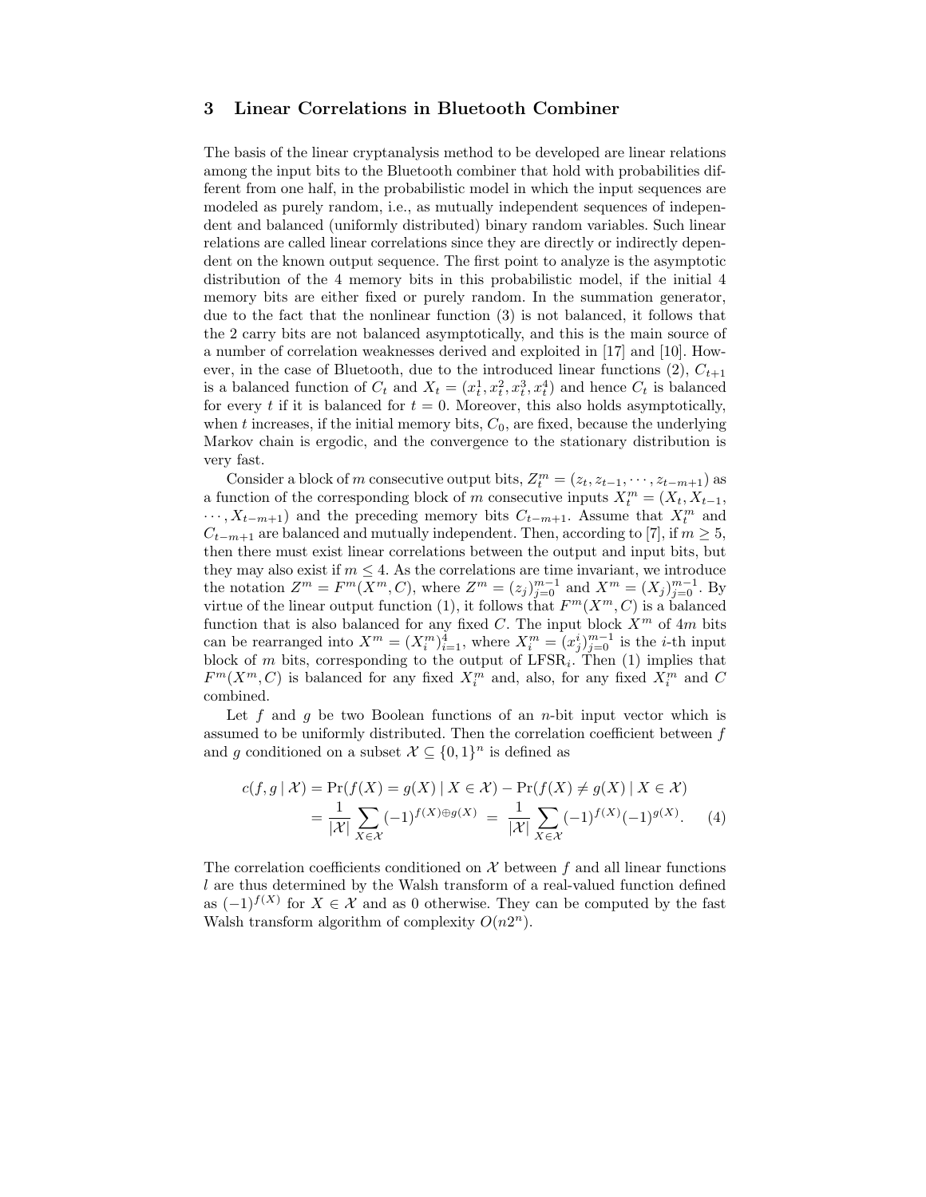## 3 Linear Correlations in Bluetooth Combiner

The basis of the linear cryptanalysis method to be developed are linear relations among the input bits to the Bluetooth combiner that hold with probabilities different from one half, in the probabilistic model in which the input sequences are modeled as purely random, i.e., as mutually independent sequences of independent and balanced (uniformly distributed) binary random variables. Such linear relations are called linear correlations since they are directly or indirectly dependent on the known output sequence. The first point to analyze is the asymptotic distribution of the 4 memory bits in this probabilistic model, if the initial 4 memory bits are either fixed or purely random. In the summation generator, due to the fact that the nonlinear function (3) is not balanced, it follows that the 2 carry bits are not balanced asymptotically, and this is the main source of a number of correlation weaknesses derived and exploited in [17] and [10]. However, in the case of Bluetooth, due to the introduced linear functions (2), $C_{t+1}$ is a balanced function of $C_t$ and $X_t = (x_t^1, x_t^2, x_t^3, x_t^4)$ and hence $C_t$ is balanced for every $t$ if it is balanced for $t = 0$. Moreover, this also holds asymptotically, when $t$ increases, if the initial memory bits, $C_0$, are fixed, because the underlying Markov chain is ergodic, and the convergence to the stationary distribution is very fast.

Consider a block of $m$ consecutive output bits, $Z_t^m = (z_t, z_{t-1}, \cdots, z_{t-m+1})$ as a function of the corresponding block of $m$ consecutive inputs $X_t^m = (X_t, X_{t-1}, \cdots, X_{t-m+1})$ and the preceding memory bits $C_{t-m+1}$. Assume that $X_t^m$ and $C_{t-m+1}$ are balanced and mutually independent. Then, according to [7], if $m \geq 5$, then there must exist linear correlations between the output and input bits, but they may also exist if $m \leq 4$. As the correlations are time invariant, we introduce the notation $Z^m = F^m(X^m, C)$, where $Z^m = (z_j)_{j=0}^{m-1}$ and $X^m = (X_j)_{j=0}^{m-1}$. By virtue of the linear output function (1), it follows that $F^m(X^m, C)$ is a balanced function that is also balanced for any fixed $C$. The input block $X^m$ of $4m$ bits can be rearranged into $X^m = (X_i^m)_{i=1}^4$, where $X_i^m = (x_j^i)_{j=0}^{m-1}$ is the $i$-th input block of $m$ bits, corresponding to the output of LFSR$_i$. Then (1) implies that $F^m(X^m, C)$ is balanced for any fixed $X_i^m$ and, also, for any fixed $X_i^m$ and $C$ combined.

Let $f$ and $g$ be two Boolean functions of an $n$-bit input vector which is assumed to be uniformly distributed. Then the correlation coefficient between $f$ and $g$ conditioned on a subset $\mathcal{X} \subseteq \{0,1\}^n$ is defined as

$$c(f, g \mid \mathcal{X}) = \Pr(f(X) = g(X) \mid X \in \mathcal{X}) - \Pr(f(X) \neq g(X) \mid X \in \mathcal{X})$$
$$= \frac{1}{|\mathcal{X}|} \sum_{X \in \mathcal{X}} (-1)^{f(X) \oplus g(X)} = \frac{1}{|\mathcal{X}|} \sum_{X \in \mathcal{X}} (-1)^{f(X)} (-1)^{g(X)}. \quad (4)$$

The correlation coefficients conditioned on $\mathcal{X}$ between $f$ and all linear functions $l$ are thus determined by the Walsh transform of a real-valued function defined as $(-1)^{f(X)}$ for $X \in \mathcal{X}$ and as 0 otherwise. They can be computed by the fast Walsh transform algorithm of complexity $O(n2^n)$.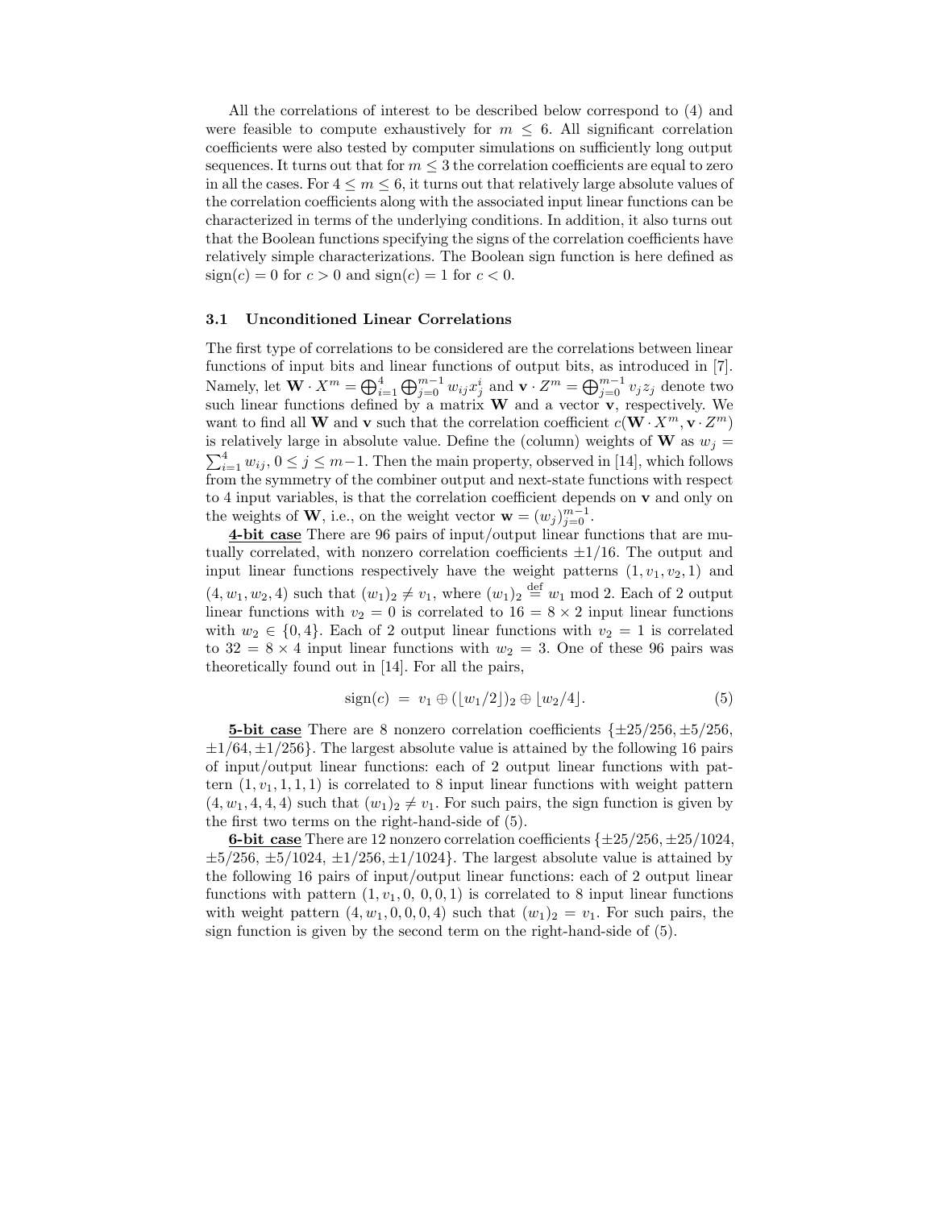All the correlations of interest to be described below correspond to (4) and were feasible to compute exhaustively for $m \leq 6$. All significant correlation coefficients were also tested by computer simulations on sufficiently long output sequences. It turns out that for $m \leq 3$ the correlation coefficients are equal to zero in all the cases. For $4 \leq m \leq 6$, it turns out that relatively large absolute values of the correlation coefficients along with the associated input linear functions can be characterized in terms of the underlying conditions. In addition, it also turns out that the Boolean functions specifying the signs of the correlation coefficients have relatively simple characterizations. The Boolean sign function is here defined as $\mathrm{sign}(c) = 0$ for $c > 0$ and $\mathrm{sign}(c) = 1$ for $c < 0$.

### 3.1 Unconditioned Linear Correlations

The first type of correlations to be considered are the correlations between linear functions of input bits and linear functions of output bits, as introduced in [7]. Namely, let $\mathbf{W} \cdot X^m = \bigoplus_{i=1}^{4} \bigoplus_{j=0}^{m-1} w_{ij} x_j^i$ and $\mathbf{v} \cdot Z^m = \bigoplus_{j=0}^{m-1} v_j z_j$ denote two such linear functions defined by a matrix $\mathbf{W}$ and a vector $\mathbf{v}$, respectively. We want to find all $\mathbf{W}$ and $\mathbf{v}$ such that the correlation coefficient $c(\mathbf{W} \cdot X^m, \mathbf{v} \cdot Z^m)$ is relatively large in absolute value. Define the (column) weights of $\mathbf{W}$ as $w_j = \sum_{i=1}^{4} w_{ij}$, $0 \leq j \leq m-1$. Then the main property, observed in [14], which follows from the symmetry of the combiner output and next-state functions with respect to 4 input variables, is that the correlation coefficient depends on $\mathbf{v}$ and only on the weights of $\mathbf{W}$, i.e., on the weight vector $\mathbf{w} = (w_j)_{j=0}^{m-1}$.

**4-bit case** There are 96 pairs of input/output linear functions that are mutually correlated, with nonzero correlation coefficients $\pm 1/16$. The output and input linear functions respectively have the weight patterns $(1, v_1, v_2, 1)$ and $(4, w_1, w_2, 4)$ such that $(w_1)_2 \neq v_1$, where $(w_1)_2 \stackrel{\text{def}}{=} w_1 \bmod 2$. Each of 2 output linear functions with $v_2 = 0$ is correlated to $16 = 8 \times 2$ input linear functions with $w_2 \in \{0, 4\}$. Each of 2 output linear functions with $v_2 = 1$ is correlated to $32 = 8 \times 4$ input linear functions with $w_2 = 3$. One of these 96 pairs was theoretically found out in [14]. For all the pairs,

$$\mathrm{sign}(c) \ = \ v_1 \oplus (\lfloor w_1/2 \rfloor)_2 \oplus \lfloor w_2/4 \rfloor. \tag{5}$$

**5-bit case** There are 8 nonzero correlation coefficients $\{\pm 25/256, \pm 5/256, \pm 1/64, \pm 1/256\}$. The largest absolute value is attained by the following 16 pairs of input/output linear functions: each of 2 output linear functions with pattern $(1, v_1, 1, 1, 1)$ is correlated to 8 input linear functions with weight pattern $(4, w_1, 4, 4, 4)$ such that $(w_1)_2 \neq v_1$. For such pairs, the sign function is given by the first two terms on the right-hand-side of (5).

**6-bit case** There are 12 nonzero correlation coefficients $\{\pm 25/256, \pm 25/1024, \pm 5/256, \pm 5/1024, \pm 1/256, \pm 1/1024\}$. The largest absolute value is attained by the following 16 pairs of input/output linear functions: each of 2 output linear functions with pattern $(1, v_1, 0, 0, 0, 1)$ is correlated to 8 input linear functions with weight pattern $(4, w_1, 0, 0, 0, 4)$ such that $(w_1)_2 = v_1$. For such pairs, the sign function is given by the second term on the right-hand-side of (5).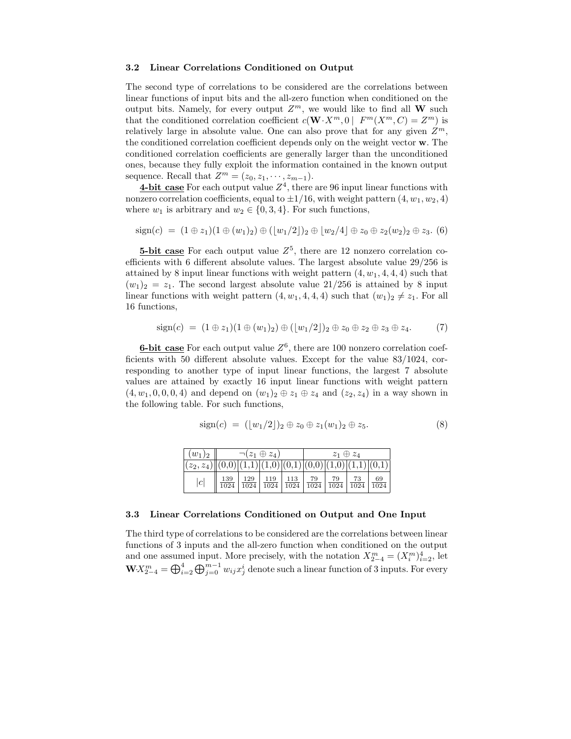### 3.2 Linear Correlations Conditioned on Output

The second type of correlations to be considered are the correlations between linear functions of input bits and the all-zero function when conditioned on the output bits. Namely, for every output $Z^m$, we would like to find all $\mathbf{W}$ such that the conditioned correlation coefficient $c(\mathbf{W}\cdot X^m, 0 \mid F^m(X^m, C) = Z^m)$ is relatively large in absolute value. One can also prove that for any given $Z^m$, the conditioned correlation coefficient depends only on the weight vector $\mathbf{w}$. The conditioned correlation coefficients are generally larger than the unconditioned ones, because they fully exploit the information contained in the known output sequence. Recall that $Z^m = (z_0, z_1, \cdots, z_{m-1})$.

**4-bit case** For each output value $Z^4$, there are 96 input linear functions with nonzero correlation coefficients, equal to $\pm 1/16$, with weight pattern $(4, w_1, w_2, 4)$ where $w_1$ is arbitrary and $w_2 \in \{0, 3, 4\}$. For such functions,

$$\mathrm{sign}(c) \ = \ (1 \oplus z_1)(1 \oplus (w_1)_2) \oplus (\lfloor w_1/2 \rfloor)_2 \oplus \lfloor w_2/4 \rfloor \oplus z_0 \oplus z_2 (w_2)_2 \oplus z_3. \quad (6)$$

**5-bit case** For each output value $Z^5$, there are 12 nonzero correlation coefficients with 6 different absolute values. The largest absolute value $29/256$ is attained by 8 input linear functions with weight pattern $(4, w_1, 4, 4, 4)$ such that $(w_1)_2 = z_1$. The second largest absolute value $21/256$ is attained by 8 input linear functions with weight pattern $(4, w_1, 4, 4, 4)$ such that $(w_1)_2 \neq z_1$. For all 16 functions,

$$\mathrm{sign}(c) \ = \ (1 \oplus z_1)(1 \oplus (w_1)_2) \oplus (\lfloor w_1/2 \rfloor)_2 \oplus z_0 \oplus z_2 \oplus z_3 \oplus z_4. \quad (7)$$

**6-bit case** For each output value $Z^6$, there are 100 nonzero correlation coefficients with 50 different absolute values. Except for the value $83/1024$, corresponding to another type of input linear functions, the largest 7 absolute values are attained by exactly 16 input linear functions with weight pattern $(4, w_1, 0, 0, 0, 4)$ and depend on $(w_1)_2 \oplus z_1 \oplus z_4$ and $(z_2, z_4)$ in a way shown in the following table. For such functions,

$$\mathrm{sign}(c) \ = \ (\lfloor w_1/2 \rfloor)_2 \oplus z_0 \oplus z_1 (w_1)_2 \oplus z_5. \quad (8)$$

| $(w_1)_2$ | $\neg(z_1 \oplus z_4)$ | | | | $z_1 \oplus z_4$ | | | |
|---|---|---|---|---|---|---|---|---|
| $(z_2, z_4)$ | (0,0) | (1,1) | (1,0) | (0,1) | (0,0) | (1,0) | (1,1) | (0,1) |
| $\lvert c \rvert$ | $\frac{139}{1024}$ | $\frac{129}{1024}$ | $\frac{119}{1024}$ | $\frac{113}{1024}$ | $\frac{79}{1024}$ | $\frac{79}{1024}$ | $\frac{73}{1024}$ | $\frac{69}{1024}$ |

### 3.3 Linear Correlations Conditioned on Output and One Input

The third type of correlations to be considered are the correlations between linear functions of 3 inputs and the all-zero function when conditioned on the output and one assumed input. More precisely, with the notation $X^m_{2-4} = (X^m_i)^4_{i=2}$, let $\mathbf{W}\cdot X^m_{2-4} = \bigoplus_{i=2}^{4} \bigoplus_{j=0}^{m-1} w_{ij} x^i_j$ denote such a linear function of 3 inputs. For every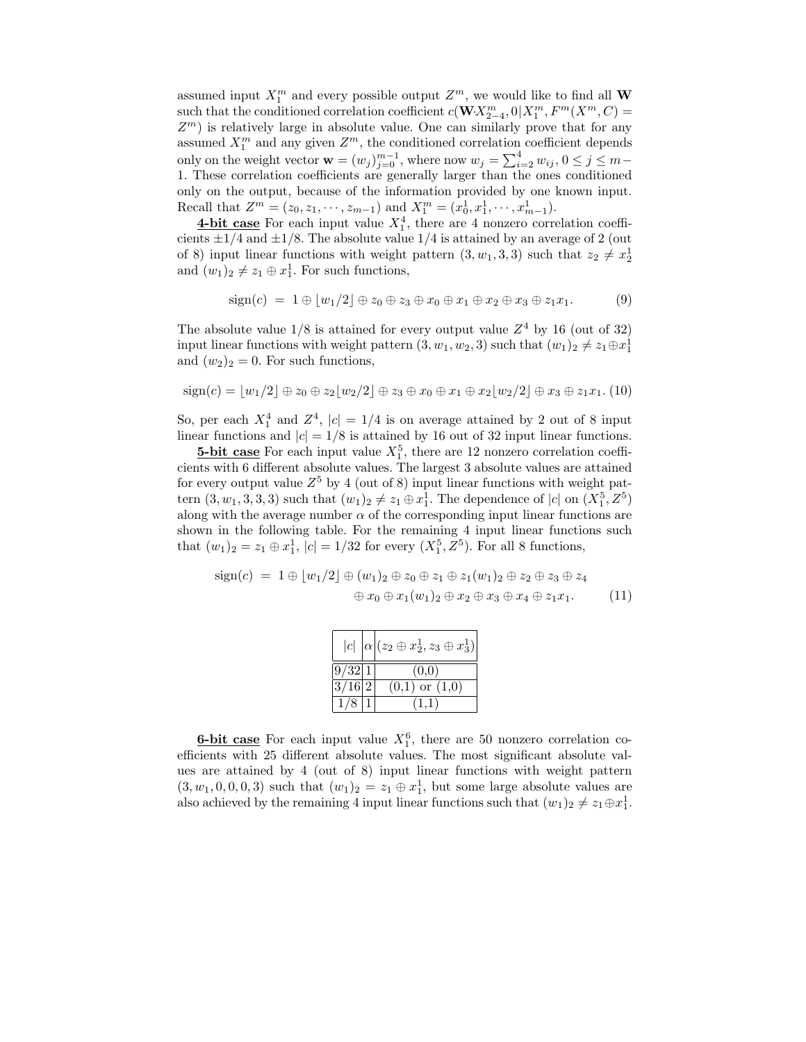assumed input $X_1^m$ and every possible output $Z^m$, we would like to find all $\mathbf{W}$ such that the conditioned correlation coefficient $c(\mathbf{W}{\cdot}X_{2-4}^m, 0|X_1^m, F^m(X^m, C) = Z^m)$ is relatively large in absolute value. One can similarly prove that for any assumed $X_1^m$ and any given $Z^m$, the conditioned correlation coefficient depends only on the weight vector $\mathbf{w} = (w_j)_{j=0}^{m-1}$, where now $w_j = \sum_{i=2}^{4} w_{ij}$, $0 \le j \le m-1$. These correlation coefficients are generally larger than the ones conditioned only on the output, because of the information provided by one known input. Recall that $Z^m = (z_0, z_1, \cdots, z_{m-1})$ and $X_1^m = (x_0^1, x_1^1, \cdots, x_{m-1}^1)$.

**4-bit case** For each input value $X_1^4$, there are 4 nonzero correlation coefficients $\pm 1/4$ and $\pm 1/8$. The absolute value $1/4$ is attained by an average of 2 (out of 8) input linear functions with weight pattern $(3, w_1, 3, 3)$ such that $z_2 \neq x_2^1$ and $(w_1)_2 \neq z_1 \oplus x_1^1$. For such functions,

$$\mathrm{sign}(c) \;=\; 1 \oplus \lfloor w_1/2 \rfloor \oplus z_0 \oplus z_3 \oplus x_0 \oplus x_1 \oplus x_2 \oplus x_3 \oplus z_1 x_1. \tag{9}$$

The absolute value $1/8$ is attained for every output value $Z^4$ by 16 (out of 32) input linear functions with weight pattern $(3, w_1, w_2, 3)$ such that $(w_1)_2 \neq z_1 \oplus x_1^1$ and $(w_2)_2 = 0$. For such functions,

$$\mathrm{sign}(c) = \lfloor w_1/2 \rfloor \oplus z_0 \oplus z_2 \lfloor w_2/2 \rfloor \oplus z_3 \oplus x_0 \oplus x_1 \oplus x_2 \lfloor w_2/2 \rfloor \oplus x_3 \oplus z_1 x_1. \tag{10}$$

So, per each $X_1^4$ and $Z^4$, $|c| = 1/4$ is on average attained by 2 out of 8 input linear functions and $|c| = 1/8$ is attained by 16 out of 32 input linear functions.

**5-bit case** For each input value $X_1^5$, there are 12 nonzero correlation coefficients with 6 different absolute values. The largest 3 absolute values are attained for every output value $Z^5$ by 4 (out of 8) input linear functions with weight pattern $(3, w_1, 3, 3, 3)$ such that $(w_1)_2 \neq z_1 \oplus x_1^1$. The dependence of $|c|$ on $(X_1^5, Z^5)$ along with the average number $\alpha$ of the corresponding input linear functions are shown in the following table. For the remaining 4 input linear functions such that $(w_1)_2 = z_1 \oplus x_1^1$, $|c| = 1/32$ for every $(X_1^5, Z^5)$. For all 8 functions,

$$\begin{aligned}\mathrm{sign}(c) \;=\; & 1 \oplus \lfloor w_1/2 \rfloor \oplus (w_1)_2 \oplus z_0 \oplus z_1 \oplus z_1 (w_1)_2 \oplus z_2 \oplus z_3 \oplus z_4 \\ & \oplus x_0 \oplus x_1 (w_1)_2 \oplus x_2 \oplus x_3 \oplus x_4 \oplus z_1 x_1.\end{aligned} \tag{11}$$

| $\lvert c\rvert$ | $\alpha$ | $(z_2 \oplus x_2^1, z_3 \oplus x_3^1)$ |
|---|---|---|
| 9/32 | 1 | (0,0) |
| 3/16 | 2 | (0,1) or (1,0) |
| 1/8 | 1 | (1,1) |

**6-bit case** For each input value $X_1^6$, there are 50 nonzero correlation coefficients with 25 different absolute values. The most significant absolute values are attained by 4 (out of 8) input linear functions with weight pattern $(3, w_1, 0, 0, 0, 3)$ such that $(w_1)_2 = z_1 \oplus x_1^1$, but some large absolute values are also achieved by the remaining 4 input linear functions such that $(w_1)_2 \neq z_1 \oplus x_1^1$.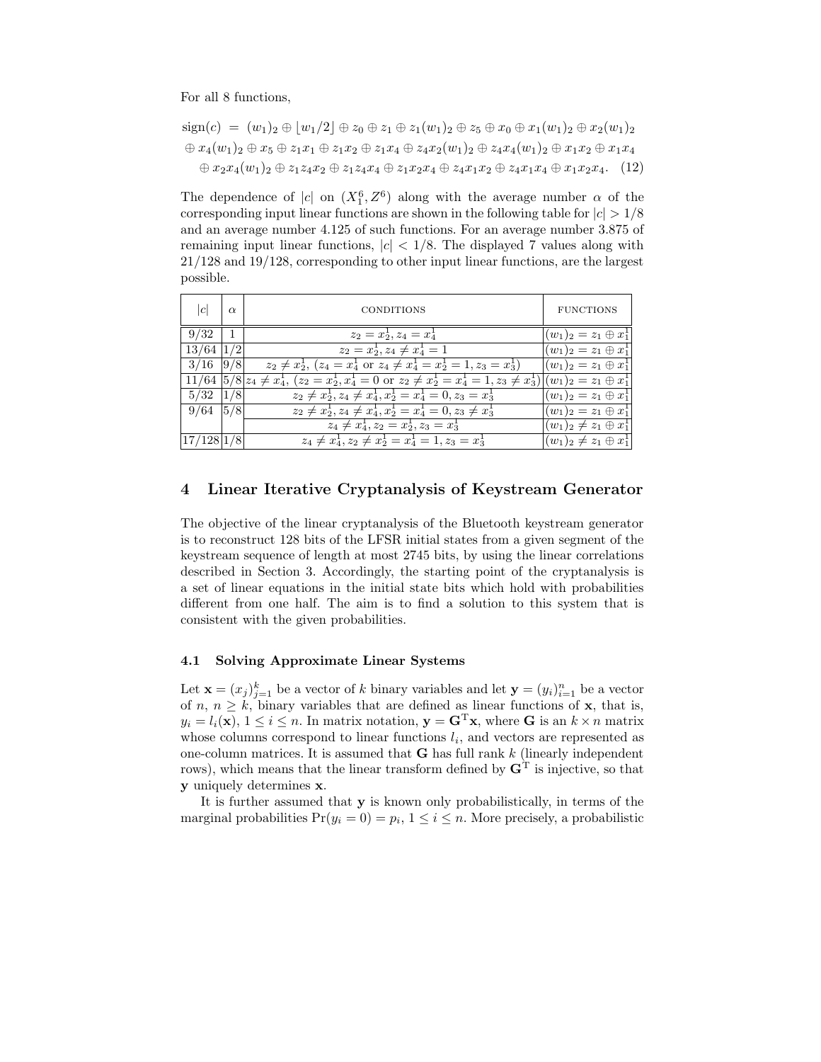For all 8 functions,

$$
\begin{aligned}
\text{sign}(c) \ &= \ (w_1)_2 \oplus \lfloor w_1/2 \rfloor \oplus z_0 \oplus z_1 \oplus z_1(w_1)_2 \oplus z_5 \oplus x_0 \oplus x_1(w_1)_2 \oplus x_2(w_1)_2 \\
&\oplus x_4(w_1)_2 \oplus x_5 \oplus z_1x_1 \oplus z_1x_2 \oplus z_1x_4 \oplus z_4x_2(w_1)_2 \oplus z_4x_4(w_1)_2 \oplus x_1x_2 \oplus x_1x_4 \\
&\oplus x_2x_4(w_1)_2 \oplus z_1z_4x_2 \oplus z_1z_4x_4 \oplus z_1x_2x_4 \oplus z_4x_1x_2 \oplus z_4x_1x_4 \oplus x_1x_2x_4. \quad (12)
\end{aligned}
$$

The dependence of $|c|$ on $(X_1^6, Z^6)$ along with the average number $\alpha$ of the corresponding input linear functions are shown in the following table for $|c| > 1/8$ and an average number 4.125 of such functions. For an average number 3.875 of remaining input linear functions, $|c| < 1/8$. The displayed 7 values along with 21/128 and 19/128, corresponding to other input linear functions, are the largest possible.

| $\lvert c\rvert$ | $\alpha$ | CONDITIONS | FUNCTIONS |
|---|---|---|---|
| 9/32 | 1 | $z_2 = x_2^1, z_4 = x_4^1$ | $(w_1)_2 = z_1 \oplus x_1^1$ |
| 13/64 | 1/2 | $z_2 = x_2^1, z_4 \neq x_4^1 = 1$ | $(w_1)_2 = z_1 \oplus x_1^1$ |
| 3/16 | 9/8 | $z_2 \neq x_2^1$, ($z_4 = x_4^1$ or $z_4 \neq x_4^1 = x_2^1 = 1, z_3 = x_3^1$) | $(w_1)_2 = z_1 \oplus x_1^1$ |
| 11/64 | 5/8 | $z_4 \neq x_4^1$, ($z_2 = x_2^1, x_4^1 = 0$ or $z_2 \neq x_2^1 = x_4^1 = 1, z_3 \neq x_3^1$) | $(w_1)_2 = z_1 \oplus x_1^1$ |
| 5/32 | 1/8 | $z_2 \neq x_2^1, z_4 \neq x_4^1, x_2^1 = x_4^1 = 0, z_3 = x_3^1$ | $(w_1)_2 = z_1 \oplus x_1^1$ |
| 9/64 | 5/8 | $z_2 \neq x_2^1, z_4 \neq x_4^1, x_2^1 = x_4^1 = 0, z_3 \neq x_3^1$ | $(w_1)_2 = z_1 \oplus x_1^1$ |
| | | $z_4 \neq x_4^1, z_2 = x_2^1, z_3 = x_3^1$ | $(w_1)_2 \neq z_1 \oplus x_1^1$ |
| 17/128 | 1/8 | $z_4 \neq x_4^1, z_2 \neq x_2^1 = x_4^1 = 1, z_3 = x_3^1$ | $(w_1)_2 \neq z_1 \oplus x_1^1$ |

## 4 Linear Iterative Cryptanalysis of Keystream Generator

The objective of the linear cryptanalysis of the Bluetooth keystream generator is to reconstruct 128 bits of the LFSR initial states from a given segment of the keystream sequence of length at most 2745 bits, by using the linear correlations described in Section 3. Accordingly, the starting point of the cryptanalysis is a set of linear equations in the initial state bits which hold with probabilities different from one half. The aim is to find a solution to this system that is consistent with the given probabilities.

### 4.1 Solving Approximate Linear Systems

Let $\mathbf{x} = (x_j)_{j=1}^k$ be a vector of $k$ binary variables and let $\mathbf{y} = (y_i)_{i=1}^n$ be a vector of $n$, $n \geq k$, binary variables that are defined as linear functions of $\mathbf{x}$, that is, $y_i = l_i(\mathbf{x})$, $1 \leq i \leq n$. In matrix notation, $\mathbf{y} = \mathbf{G}^{\mathrm{T}}\mathbf{x}$, where $\mathbf{G}$ is an $k \times n$ matrix whose columns correspond to linear functions $l_i$, and vectors are represented as one-column matrices. It is assumed that $\mathbf{G}$ has full rank $k$ (linearly independent rows), which means that the linear transform defined by $\mathbf{G}^{\mathrm{T}}$ is injective, so that $\mathbf{y}$ uniquely determines $\mathbf{x}$.

It is further assumed that $\mathbf{y}$ is known only probabilistically, in terms of the marginal probabilities $\Pr(y_i = 0) = p_i$, $1 \leq i \leq n$. More precisely, a probabilistic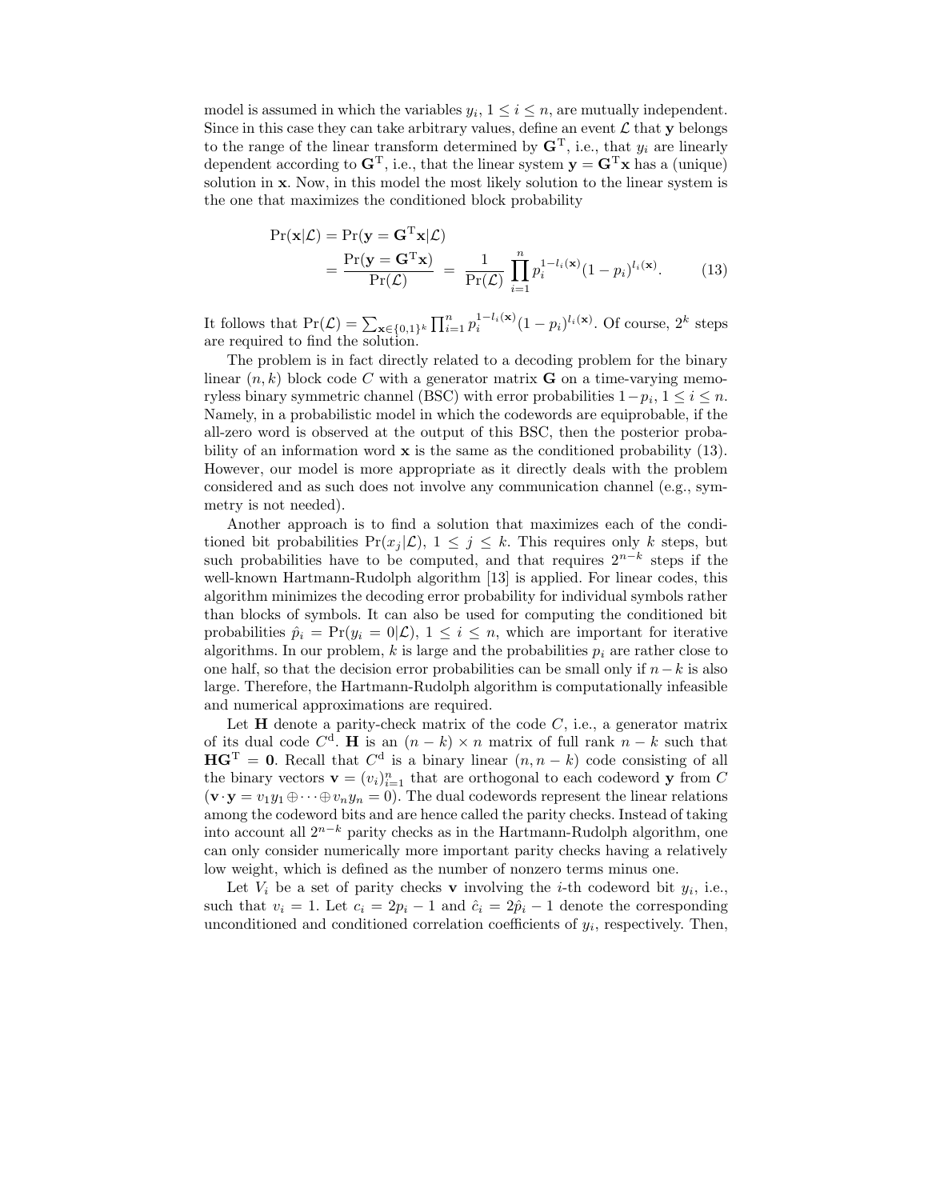model is assumed in which the variables $y_i$, $1 \leq i \leq n$, are mutually independent. Since in this case they can take arbitrary values, define an event $\mathcal{L}$ that $\mathbf{y}$ belongs to the range of the linear transform determined by $\mathbf{G}^{\mathrm{T}}$, i.e., that $y_i$ are linearly dependent according to $\mathbf{G}^{\mathrm{T}}$, i.e., that the linear system $\mathbf{y} = \mathbf{G}^{\mathrm{T}}\mathbf{x}$ has a (unique) solution in $\mathbf{x}$. Now, in this model the most likely solution to the linear system is the one that maximizes the conditioned block probability

$$\begin{aligned}\Pr(\mathbf{x}|\mathcal{L}) &= \Pr(\mathbf{y} = \mathbf{G}^{\mathrm{T}}\mathbf{x}|\mathcal{L}) \\ &= \frac{\Pr(\mathbf{y} = \mathbf{G}^{\mathrm{T}}\mathbf{x})}{\Pr(\mathcal{L})} \;=\; \frac{1}{\Pr(\mathcal{L})}\prod_{i=1}^{n} p_i^{1-l_i(\mathbf{x})}(1-p_i)^{l_i(\mathbf{x})}. \end{aligned} \tag{13}$$

It follows that $\Pr(\mathcal{L}) = \sum_{\mathbf{x}\in\{0,1\}^k}\prod_{i=1}^{n} p_i^{1-l_i(\mathbf{x})}(1-p_i)^{l_i(\mathbf{x})}$. Of course, $2^k$ steps are required to find the solution.

The problem is in fact directly related to a decoding problem for the binary linear $(n, k)$ block code $C$ with a generator matrix $\mathbf{G}$ on a time-varying memoryless binary symmetric channel (BSC) with error probabilities $1-p_i$, $1 \leq i \leq n$. Namely, in a probabilistic model in which the codewords are equiprobable, if the all-zero word is observed at the output of this BSC, then the posterior probability of an information word $\mathbf{x}$ is the same as the conditioned probability (13). However, our model is more appropriate as it directly deals with the problem considered and as such does not involve any communication channel (e.g., symmetry is not needed).

Another approach is to find a solution that maximizes each of the conditioned bit probabilities $\Pr(x_j|\mathcal{L})$, $1 \leq j \leq k$. This requires only $k$ steps, but such probabilities have to be computed, and that requires $2^{n-k}$ steps if the well-known Hartmann-Rudolph algorithm [13] is applied. For linear codes, this algorithm minimizes the decoding error probability for individual symbols rather than blocks of symbols. It can also be used for computing the conditioned bit probabilities $\hat{p}_i = \Pr(y_i = 0|\mathcal{L})$, $1 \leq i \leq n$, which are important for iterative algorithms. In our problem, $k$ is large and the probabilities $p_i$ are rather close to one half, so that the decision error probabilities can be small only if $n-k$ is also large. Therefore, the Hartmann-Rudolph algorithm is computationally infeasible and numerical approximations are required.

Let $\mathbf{H}$ denote a parity-check matrix of the code $C$, i.e., a generator matrix of its dual code $C^{\mathrm{d}}$. $\mathbf{H}$ is an $(n-k) \times n$ matrix of full rank $n-k$ such that $\mathbf{H}\mathbf{G}^{\mathrm{T}} = \mathbf{0}$. Recall that $C^{\mathrm{d}}$ is a binary linear $(n, n-k)$ code consisting of all the binary vectors $\mathbf{v} = (v_i)_{i=1}^{n}$ that are orthogonal to each codeword $\mathbf{y}$ from $C$ ($\mathbf{v}\cdot\mathbf{y} = v_1y_1 \oplus \cdots \oplus v_ny_n = 0$). The dual codewords represent the linear relations among the codeword bits and are hence called the parity checks. Instead of taking into account all $2^{n-k}$ parity checks as in the Hartmann-Rudolph algorithm, one can only consider numerically more important parity checks having a relatively low weight, which is defined as the number of nonzero terms minus one.

Let $V_i$ be a set of parity checks $\mathbf{v}$ involving the $i$-th codeword bit $y_i$, i.e., such that $v_i = 1$. Let $c_i = 2p_i - 1$ and $\hat{c}_i = 2\hat{p}_i - 1$ denote the corresponding unconditioned and conditioned correlation coefficients of $y_i$, respectively. Then,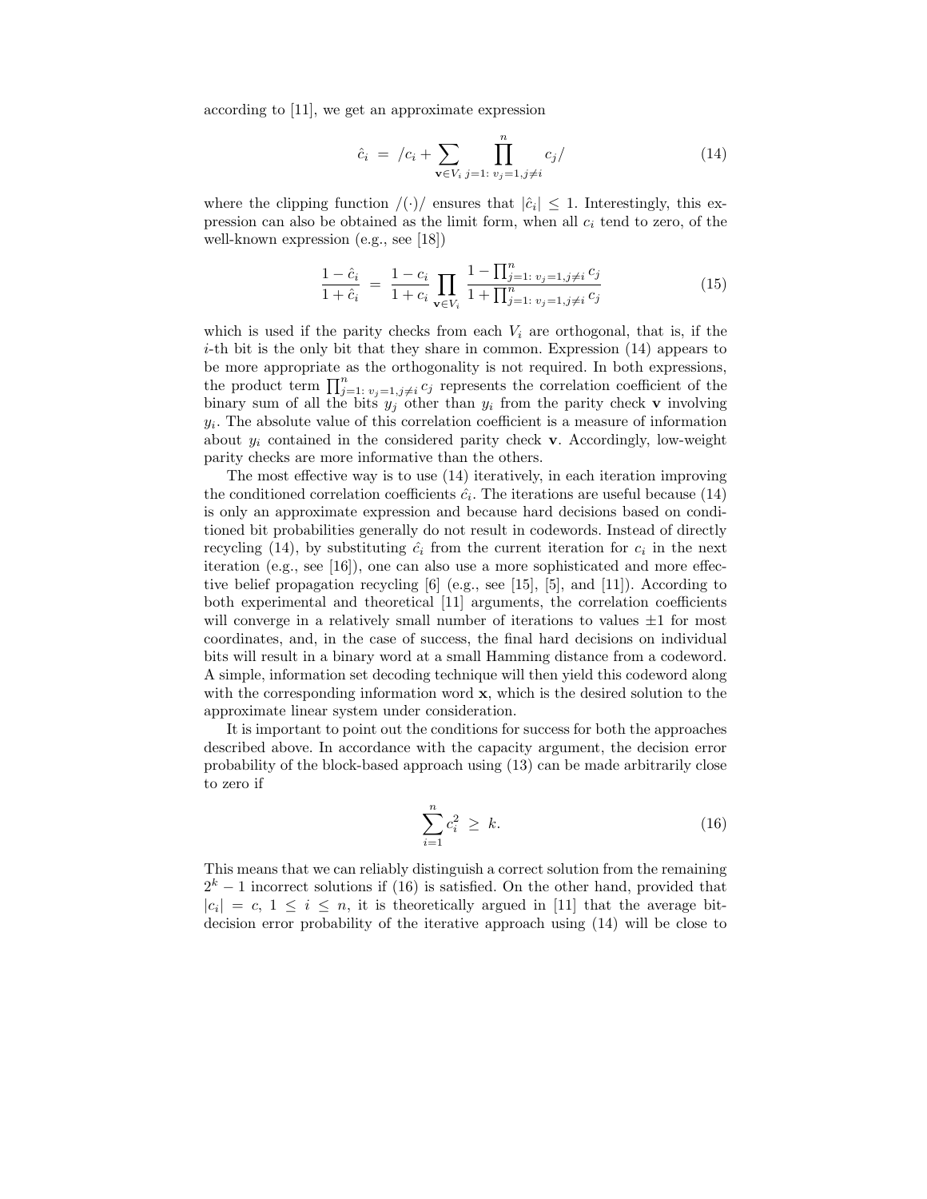according to [11], we get an approximate expression

$$\hat{c}_i \;=\; /c_i + \sum_{\mathbf{v}\in V_i} \prod_{j=1:\; v_j=1, j\neq i}^{n} c_j/ \tag{14}$$

where the clipping function $/(\cdot)/$ ensures that $|\hat{c}_i| \leq 1$. Interestingly, this expression can also be obtained as the limit form, when all $c_i$ tend to zero, of the well-known expression (e.g., see [18])

$$\frac{1-\hat{c}_i}{1+\hat{c}_i} \;=\; \frac{1-c_i}{1+c_i} \prod_{\mathbf{v}\in V_i} \frac{1-\prod_{j=1:\; v_j=1, j\neq i}^{n} c_j}{1+\prod_{j=1:\; v_j=1, j\neq i}^{n} c_j} \tag{15}$$

which is used if the parity checks from each $V_i$ are orthogonal, that is, if the $i$-th bit is the only bit that they share in common. Expression (14) appears to be more appropriate as the orthogonality is not required. In both expressions, the product term $\prod_{j=1:\; v_j=1, j\neq i}^{n} c_j$ represents the correlation coefficient of the binary sum of all the bits $y_j$ other than $y_i$ from the parity check $\mathbf{v}$ involving $y_i$. The absolute value of this correlation coefficient is a measure of information about $y_i$ contained in the considered parity check $\mathbf{v}$. Accordingly, low-weight parity checks are more informative than the others.

The most effective way is to use (14) iteratively, in each iteration improving the conditioned correlation coefficients $\hat{c}_i$. The iterations are useful because (14) is only an approximate expression and because hard decisions based on conditioned bit probabilities generally do not result in codewords. Instead of directly recycling (14), by substituting $\hat{c}_i$ from the current iteration for $c_i$ in the next iteration (e.g., see [16]), one can also use a more sophisticated and more effective belief propagation recycling [6] (e.g., see [15], [5], and [11]). According to both experimental and theoretical [11] arguments, the correlation coefficients will converge in a relatively small number of iterations to values $\pm 1$ for most coordinates, and, in the case of success, the final hard decisions on individual bits will result in a binary word at a small Hamming distance from a codeword. A simple, information set decoding technique will then yield this codeword along with the corresponding information word $\mathbf{x}$, which is the desired solution to the approximate linear system under consideration.

It is important to point out the conditions for success for both the approaches described above. In accordance with the capacity argument, the decision error probability of the block-based approach using (13) can be made arbitrarily close to zero if

$$\sum_{i=1}^{n} c_i^2 \;\geq\; k. \tag{16}$$

This means that we can reliably distinguish a correct solution from the remaining $2^k - 1$ incorrect solutions if (16) is satisfied. On the other hand, provided that $|c_i| = c$, $1 \leq i \leq n$, it is theoretically argued in [11] that the average bit-decision error probability of the iterative approach using (14) will be close to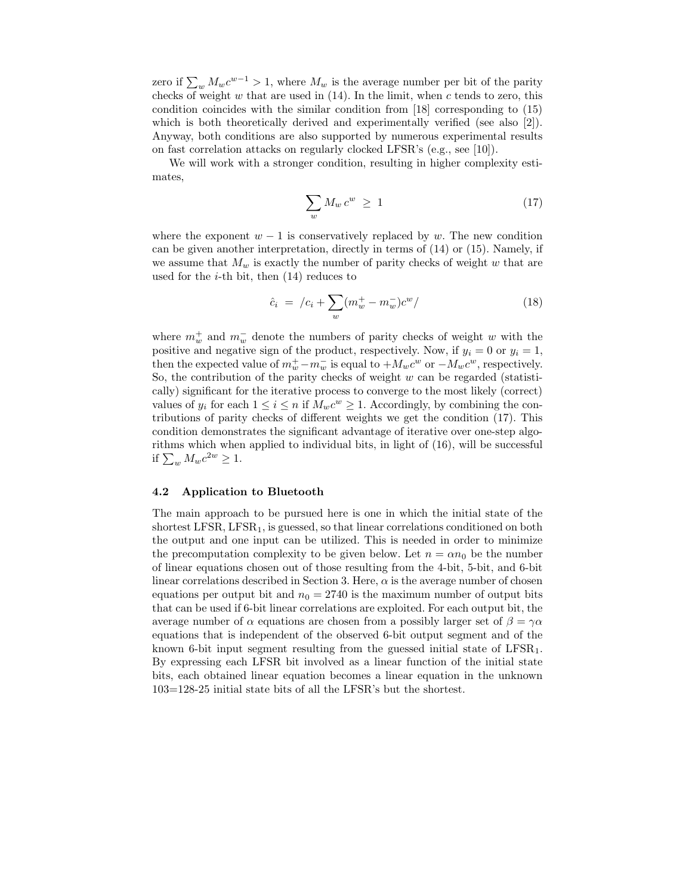zero if $\sum_w M_w c^{w-1} > 1$, where $M_w$ is the average number per bit of the parity checks of weight $w$ that are used in (14). In the limit, when $c$ tends to zero, this condition coincides with the similar condition from [18] corresponding to (15) which is both theoretically derived and experimentally verified (see also [2]). Anyway, both conditions are also supported by numerous experimental results on fast correlation attacks on regularly clocked LFSR's (e.g., see [10]).

We will work with a stronger condition, resulting in higher complexity estimates,

$$\sum_w M_w \, c^w \;\geq\; 1 \tag{17}$$

where the exponent $w-1$ is conservatively replaced by $w$. The new condition can be given another interpretation, directly in terms of (14) or (15). Namely, if we assume that $M_w$ is exactly the number of parity checks of weight $w$ that are used for the $i$-th bit, then (14) reduces to

$$\hat{c}_i \;=\; /c_i + \sum_w (m_w^+ - m_w^-) c^w / \tag{18}$$

where $m_w^+$ and $m_w^-$ denote the numbers of parity checks of weight $w$ with the positive and negative sign of the product, respectively. Now, if $y_i = 0$ or $y_i = 1$, then the expected value of $m_w^+ - m_w^-$ is equal to $+M_w c^w$ or $-M_w c^w$, respectively. So, the contribution of the parity checks of weight $w$ can be regarded (statistically) significant for the iterative process to converge to the most likely (correct) values of $y_i$ for each $1 \leq i \leq n$ if $M_w c^w \geq 1$. Accordingly, by combining the contributions of parity checks of different weights we get the condition (17). This condition demonstrates the significant advantage of iterative over one-step algorithms which when applied to individual bits, in light of (16), will be successful if $\sum_w M_w c^{2w} \geq 1$.

### 4.2 Application to Bluetooth

The main approach to be pursued here is one in which the initial state of the shortest LFSR, $\mathrm{LFSR}_1$, is guessed, so that linear correlations conditioned on both the output and one input can be utilized. This is needed in order to minimize the precomputation complexity to be given below. Let $n = \alpha n_0$ be the number of linear equations chosen out of those resulting from the 4-bit, 5-bit, and 6-bit linear correlations described in Section 3. Here, $\alpha$ is the average number of chosen equations per output bit and $n_0 = 2740$ is the maximum number of output bits that can be used if 6-bit linear correlations are exploited. For each output bit, the average number of $\alpha$ equations are chosen from a possibly larger set of $\beta = \gamma\alpha$ equations that is independent of the observed 6-bit output segment and of the known 6-bit input segment resulting from the guessed initial state of $\mathrm{LFSR}_1$. By expressing each LFSR bit involved as a linear function of the initial state bits, each obtained linear equation becomes a linear equation in the unknown 103=128-25 initial state bits of all the LFSR's but the shortest.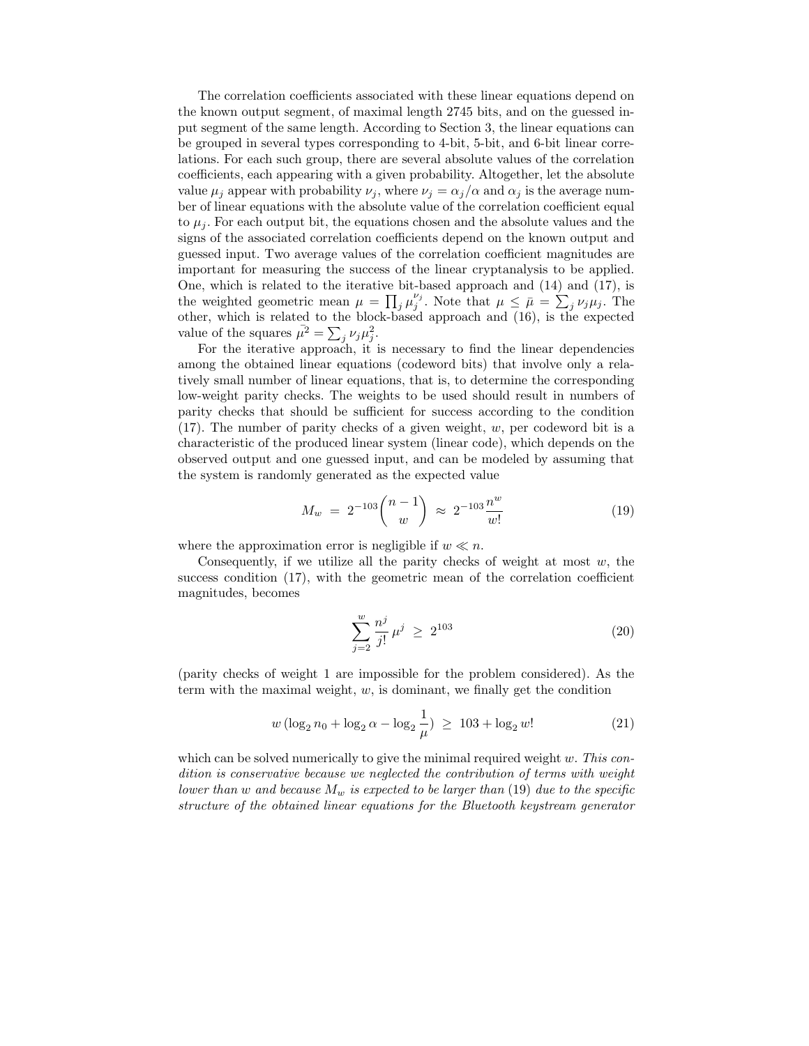The correlation coefficients associated with these linear equations depend on the known output segment, of maximal length 2745 bits, and on the guessed input segment of the same length. According to Section 3, the linear equations can be grouped in several types corresponding to 4-bit, 5-bit, and 6-bit linear correlations. For each such group, there are several absolute values of the correlation coefficients, each appearing with a given probability. Altogether, let the absolute value $\mu_j$ appear with probability $\nu_j$, where $\nu_j = \alpha_j/\alpha$ and $\alpha_j$ is the average number of linear equations with the absolute value of the correlation coefficient equal to $\mu_j$. For each output bit, the equations chosen and the absolute values and the signs of the associated correlation coefficients depend on the known output and guessed input. Two average values of the correlation coefficient magnitudes are important for measuring the success of the linear cryptanalysis to be applied. One, which is related to the iterative bit-based approach and (14) and (17), is the weighted geometric mean $\mu = \prod_j \mu_j^{\nu_j}$. Note that $\mu \leq \bar{\mu} = \sum_j \nu_j \mu_j$. The other, which is related to the block-based approach and (16), is the expected value of the squares $\bar{\mu^2} = \sum_j \nu_j \mu_j^2$.

For the iterative approach, it is necessary to find the linear dependencies among the obtained linear equations (codeword bits) that involve only a relatively small number of linear equations, that is, to determine the corresponding low-weight parity checks. The weights to be used should result in numbers of parity checks that should be sufficient for success according to the condition (17). The number of parity checks of a given weight, $w$, per codeword bit is a characteristic of the produced linear system (linear code), which depends on the observed output and one guessed input, and can be modeled by assuming that the system is randomly generated as the expected value

$$M_w \;=\; 2^{-103}\binom{n-1}{w} \;\approx\; 2^{-103}\frac{n^w}{w!} \tag{19}$$

where the approximation error is negligible if $w \ll n$.

Consequently, if we utilize all the parity checks of weight at most $w$, the success condition (17), with the geometric mean of the correlation coefficient magnitudes, becomes

$$\sum_{j=2}^{w} \frac{n^j}{j!}\,\mu^j \;\geq\; 2^{103} \tag{20}$$

(parity checks of weight 1 are impossible for the problem considered). As the term with the maximal weight, $w$, is dominant, we finally get the condition

$$w\,(\log_2 n_0 + \log_2 \alpha - \log_2 \frac{1}{\mu}) \;\geq\; 103 + \log_2 w! \tag{21}$$

which can be solved numerically to give the minimal required weight $w$. *This condition is conservative because we neglected the contribution of terms with weight lower than $w$ and because $M_w$ is expected to be larger than* (19) *due to the specific structure of the obtained linear equations for the Bluetooth keystream generator*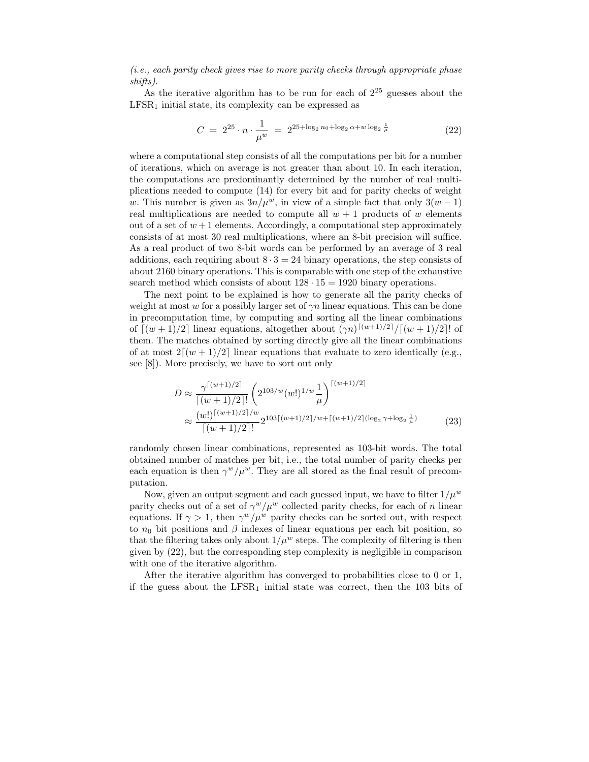*(i.e., each parity check gives rise to more parity checks through appropriate phase shifts).*

As the iterative algorithm has to be run for each of $2^{25}$ guesses about the $\text{LFSR}_1$ initial state, its complexity can be expressed as

$$C \;=\; 2^{25} \cdot n \cdot \frac{1}{\mu^w} \;=\; 2^{25+\log_2 n_0 + \log_2 \alpha + w \log_2 \frac{1}{\mu}} \tag{22}$$

where a computational step consists of all the computations per bit for a number of iterations, which on average is not greater than about 10. In each iteration, the computations are predominantly determined by the number of real multiplications needed to compute (14) for every bit and for parity checks of weight $w$. This number is given as $3n/\mu^w$, in view of a simple fact that only $3(w-1)$ real multiplications are needed to compute all $w+1$ products of $w$ elements out of a set of $w+1$ elements. Accordingly, a computational step approximately consists of at most 30 real multiplications, where an 8-bit precision will suffice. As a real product of two 8-bit words can be performed by an average of 3 real additions, each requiring about $8 \cdot 3 = 24$ binary operations, the step consists of about 2160 binary operations. This is comparable with one step of the exhaustive search method which consists of about $128 \cdot 15 = 1920$ binary operations.

The next point to be explained is how to generate all the parity checks of weight at most $w$ for a possibly larger set of $\gamma n$ linear equations. This can be done in precomputation time, by computing and sorting all the linear combinations of $\lceil (w+1)/2 \rceil$ linear equations, altogether about $(\gamma n)^{\lceil (w+1)/2 \rceil} / \lceil (w+1)/2 \rceil!$ of them. The matches obtained by sorting directly give all the linear combinations of at most $2\lceil (w+1)/2 \rceil$ linear equations that evaluate to zero identically (e.g., see [8]). More precisely, we have to sort out only

$$\begin{aligned} D &\approx \frac{\gamma^{\lceil (w+1)/2 \rceil}}{\lceil (w+1)/2 \rceil!} \left( 2^{103/w} (w!)^{1/w} \frac{1}{\mu} \right)^{\lceil (w+1)/2 \rceil} \\ &\approx \frac{(w!)^{\lceil (w+1)/2 \rceil / w}}{\lceil (w+1)/2 \rceil!} 2^{103 \lceil (w+1)/2 \rceil / w + \lceil (w+1)/2 \rceil (\log_2 \gamma + \log_2 \frac{1}{\mu})} \end{aligned} \tag{23}$$

randomly chosen linear combinations, represented as 103-bit words. The total obtained number of matches per bit, i.e., the total number of parity checks per each equation is then $\gamma^w / \mu^w$. They are all stored as the final result of precomputation.

Now, given an output segment and each guessed input, we have to filter $1/\mu^w$ parity checks out of a set of $\gamma^w/\mu^w$ collected parity checks, for each of $n$ linear equations. If $\gamma > 1$, then $\gamma^w/\mu^w$ parity checks can be sorted out, with respect to $n_0$ bit positions and $\beta$ indexes of linear equations per each bit position, so that the filtering takes only about $1/\mu^w$ steps. The complexity of filtering is then given by (22), but the corresponding step complexity is negligible in comparison with one of the iterative algorithm.

After the iterative algorithm has converged to probabilities close to 0 or 1, if the guess about the $\text{LFSR}_1$ initial state was correct, then the 103 bits of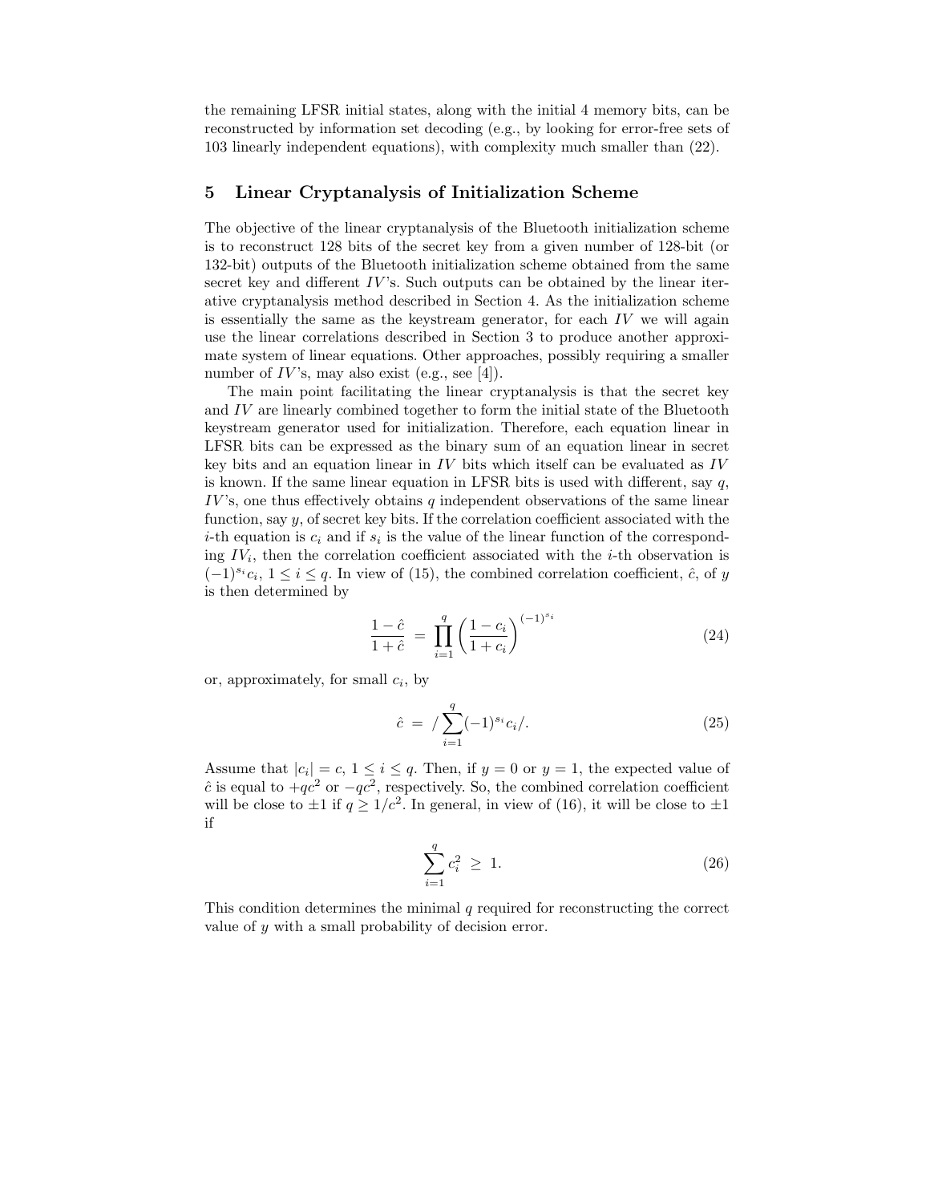the remaining LFSR initial states, along with the initial 4 memory bits, can be reconstructed by information set decoding (e.g., by looking for error-free sets of 103 linearly independent equations), with complexity much smaller than (22).

## 5 Linear Cryptanalysis of Initialization Scheme

The objective of the linear cryptanalysis of the Bluetooth initialization scheme is to reconstruct 128 bits of the secret key from a given number of 128-bit (or 132-bit) outputs of the Bluetooth initialization scheme obtained from the same secret key and different $IV$'s. Such outputs can be obtained by the linear iterative cryptanalysis method described in Section 4. As the initialization scheme is essentially the same as the keystream generator, for each $IV$ we will again use the linear correlations described in Section 3 to produce another approximate system of linear equations. Other approaches, possibly requiring a smaller number of $IV$'s, may also exist (e.g., see [4]).

The main point facilitating the linear cryptanalysis is that the secret key and $IV$ are linearly combined together to form the initial state of the Bluetooth keystream generator used for initialization. Therefore, each equation linear in LFSR bits can be expressed as the binary sum of an equation linear in secret key bits and an equation linear in $IV$ bits which itself can be evaluated as $IV$ is known. If the same linear equation in LFSR bits is used with different, say $q$, $IV$'s, one thus effectively obtains $q$ independent observations of the same linear function, say $y$, of secret key bits. If the correlation coefficient associated with the $i$-th equation is $c_i$ and if $s_i$ is the value of the linear function of the corresponding $IV_i$, then the correlation coefficient associated with the $i$-th observation is $(-1)^{s_i}c_i$, $1 \leq i \leq q$. In view of (15), the combined correlation coefficient, $\hat{c}$, of $y$ is then determined by

$$\frac{1-\hat{c}}{1+\hat{c}} = \prod_{i=1}^{q} \left(\frac{1-c_i}{1+c_i}\right)^{(-1)^{s_i}} \tag{24}$$

or, approximately, for small $c_i$, by

$$\hat{c} = /\sum_{i=1}^{q}(-1)^{s_i}c_i/. \tag{25}$$

Assume that $|c_i| = c$, $1 \leq i \leq q$. Then, if $y = 0$ or $y = 1$, the expected value of $\hat{c}$ is equal to $+qc^2$ or $-qc^2$, respectively. So, the combined correlation coefficient will be close to $\pm 1$ if $q \geq 1/c^2$. In general, in view of (16), it will be close to $\pm 1$ if

$$\sum_{i=1}^{q} c_i^2 \geq 1. \tag{26}$$

This condition determines the minimal $q$ required for reconstructing the correct value of $y$ with a small probability of decision error.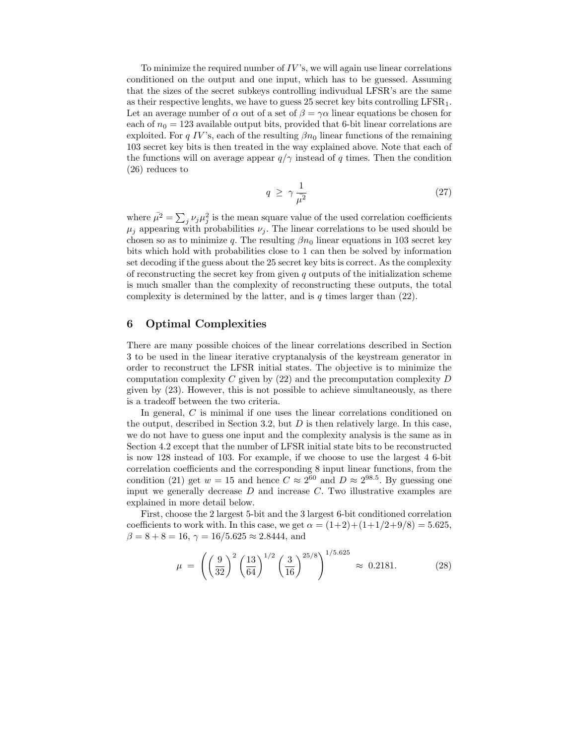To minimize the required number of $IV$'s, we will again use linear correlations conditioned on the output and one input, which has to be guessed. Assuming that the sizes of the secret subkeys controlling indivudual LFSR's are the same as their respective lenghts, we have to guess 25 secret key bits controlling $\text{LFSR}_1$. Let an average number of $\alpha$ out of a set of $\beta = \gamma\alpha$ linear equations be chosen for each of $n_0 = 123$ available output bits, provided that 6-bit linear correlations are exploited. For $q$ $IV$'s, each of the resulting $\beta n_0$ linear functions of the remaining 103 secret key bits is then treated in the way explained above. Note that each of the functions will on average appear $q/\gamma$ instead of $q$ times. Then the condition (26) reduces to

$$q \;\geq\; \gamma\,\frac{1}{\bar{\mu^2}} \tag{27}$$

where $\bar{\mu^2} = \sum_j \nu_j \mu_j^2$ is the mean square value of the used correlation coefficients $\mu_j$ appearing with probabilities $\nu_j$. The linear correlations to be used should be chosen so as to minimize $q$. The resulting $\beta n_0$ linear equations in 103 secret key bits which hold with probabilities close to 1 can then be solved by information set decoding if the guess about the 25 secret key bits is correct. As the complexity of reconstructing the secret key from given $q$ outputs of the initialization scheme is much smaller than the complexity of reconstructing these outputs, the total complexity is determined by the latter, and is $q$ times larger than (22).

## 6 Optimal Complexities

There are many possible choices of the linear correlations described in Section 3 to be used in the linear iterative cryptanalysis of the keystream generator in order to reconstruct the LFSR initial states. The objective is to minimize the computation complexity $C$ given by (22) and the precomputation complexity $D$ given by (23). However, this is not possible to achieve simultaneously, as there is a tradeoff between the two criteria.

In general, $C$ is minimal if one uses the linear correlations conditioned on the output, described in Section 3.2, but $D$ is then relatively large. In this case, we do not have to guess one input and the complexity analysis is the same as in Section 4.2 except that the number of LFSR initial state bits to be reconstructed is now 128 instead of 103. For example, if we choose to use the largest 4 6-bit correlation coefficients and the corresponding 8 input linear functions, from the condition (21) get $w = 15$ and hence $C \approx 2^{60}$ and $D \approx 2^{98.5}$. By guessing one input we generally decrease $D$ and increase $C$. Two illustrative examples are explained in more detail below.

First, choose the 2 largest 5-bit and the 3 largest 6-bit conditioned correlation coefficients to work with. In this case, we get $\alpha = (1+2)+(1+1/2+9/8) = 5.625$, $\beta = 8 + 8 = 16$, $\gamma = 16/5.625 \approx 2.8444$, and

$$\mu \;=\; \left(\left(\frac{9}{32}\right)^2 \left(\frac{13}{64}\right)^{1/2} \left(\frac{3}{16}\right)^{25/8}\right)^{1/5.625} \;\approx\; 0.2181. \tag{28}$$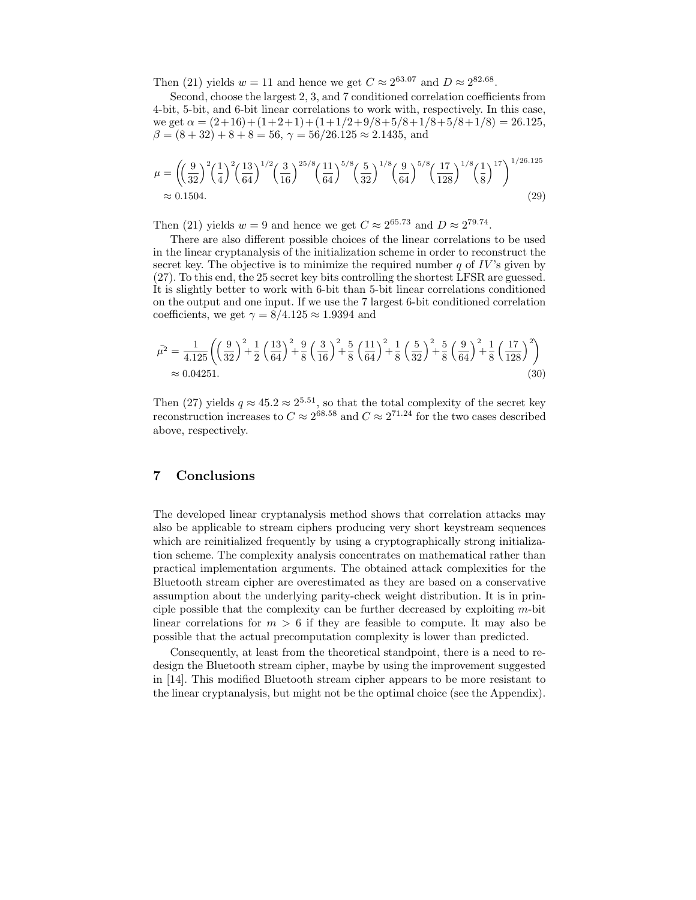Then (21) yields $w = 11$ and hence we get $C \approx 2^{63.07}$ and $D \approx 2^{82.68}$.

Second, choose the largest 2, 3, and 7 conditioned correlation coefficients from 4-bit, 5-bit, and 6-bit linear correlations to work with, respectively. In this case, we get $\alpha = (2+16)+(1+2+1)+(1+1/2+9/8+5/8+1/8+5/8+1/8) = 26.125$, $\beta = (8+32)+8+8 = 56$, $\gamma = 56/26.125 \approx 2.1435$, and

$$\mu = \left(\left(\frac{9}{32}\right)^2\left(\frac{1}{4}\right)^2\left(\frac{13}{64}\right)^{1/2}\left(\frac{3}{16}\right)^{25/8}\left(\frac{11}{64}\right)^{5/8}\left(\frac{5}{32}\right)^{1/8}\left(\frac{9}{64}\right)^{5/8}\left(\frac{17}{128}\right)^{1/8}\left(\frac{1}{8}\right)^{17}\right)^{1/26.125}$$
$$\approx 0.1504. \tag{29}$$

Then (21) yields $w = 9$ and hence we get $C \approx 2^{65.73}$ and $D \approx 2^{79.74}$.

There are also different possible choices of the linear correlations to be used in the linear cryptanalysis of the initialization scheme in order to reconstruct the secret key. The objective is to minimize the required number $q$ of $IV$'s given by (27). To this end, the 25 secret key bits controlling the shortest LFSR are guessed. It is slightly better to work with 6-bit than 5-bit linear correlations conditioned on the output and one input. If we use the 7 largest 6-bit conditioned correlation coefficients, we get $\gamma = 8/4.125 \approx 1.9394$ and

$$\bar{\mu^2} = \frac{1}{4.125}\left(\left(\frac{9}{32}\right)^2 + \frac{1}{2}\left(\frac{13}{64}\right)^2 + \frac{9}{8}\left(\frac{3}{16}\right)^2 + \frac{5}{8}\left(\frac{11}{64}\right)^2 + \frac{1}{8}\left(\frac{5}{32}\right)^2 + \frac{5}{8}\left(\frac{9}{64}\right)^2 + \frac{1}{8}\left(\frac{17}{128}\right)^2\right)$$
$$\approx 0.04251. \tag{30}$$

Then (27) yields $q \approx 45.2 \approx 2^{5.51}$, so that the total complexity of the secret key reconstruction increases to $C \approx 2^{68.58}$ and $C \approx 2^{71.24}$ for the two cases described above, respectively.

## 7 Conclusions

The developed linear cryptanalysis method shows that correlation attacks may also be applicable to stream ciphers producing very short keystream sequences which are reinitialized frequently by using a cryptographically strong initialization scheme. The complexity analysis concentrates on mathematical rather than practical implementation arguments. The obtained attack complexities for the Bluetooth stream cipher are overestimated as they are based on a conservative assumption about the underlying parity-check weight distribution. It is in principle possible that the complexity can be further decreased by exploiting $m$-bit linear correlations for $m > 6$ if they are feasible to compute. It may also be possible that the actual precomputation complexity is lower than predicted.

Consequently, at least from the theoretical standpoint, there is a need to redesign the Bluetooth stream cipher, maybe by using the improvement suggested in [14]. This modified Bluetooth stream cipher appears to be more resistant to the linear cryptanalysis, but might not be the optimal choice (see the Appendix).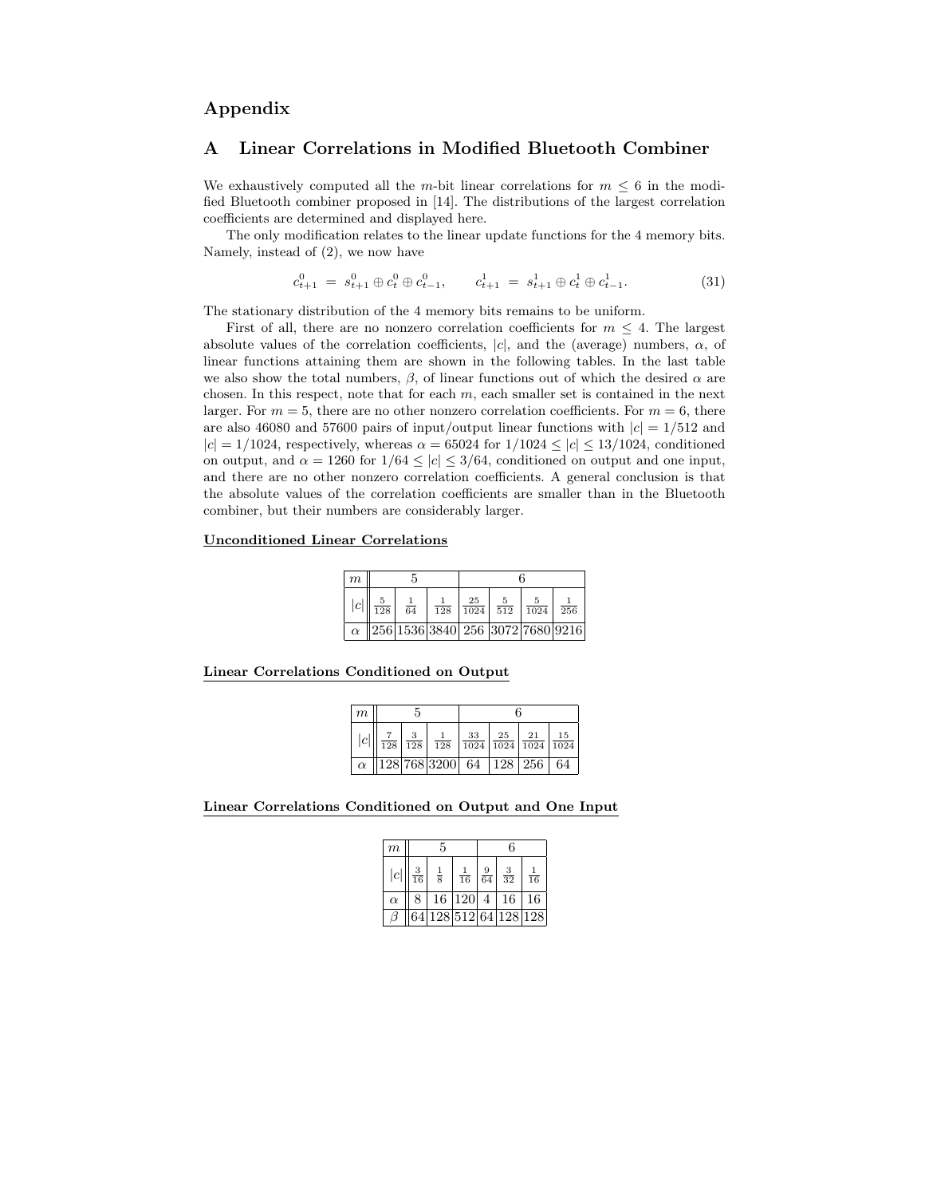# Appendix

## A Linear Correlations in Modified Bluetooth Combiner

We exhaustively computed all the $m$-bit linear correlations for $m \leq 6$ in the modified Bluetooth combiner proposed in [14]. The distributions of the largest correlation coefficients are determined and displayed here.

The only modification relates to the linear update functions for the 4 memory bits. Namely, instead of (2), we now have

$$c_{t+1}^0 \;=\; s_{t+1}^0 \oplus c_t^0 \oplus c_{t-1}^0, \qquad c_{t+1}^1 \;=\; s_{t+1}^1 \oplus c_t^1 \oplus c_{t-1}^1. \tag{31}$$

The stationary distribution of the 4 memory bits remains to be uniform.

First of all, there are no nonzero correlation coefficients for $m \leq 4$. The largest absolute values of the correlation coefficients, $|c|$, and the (average) numbers, $\alpha$, of linear functions attaining them are shown in the following tables. In the last table we also show the total numbers, $\beta$, of linear functions out of which the desired $\alpha$ are chosen. In this respect, note that for each $m$, each smaller set is contained in the next larger. For $m = 5$, there are no other nonzero correlation coefficients. For $m = 6$, there are also 46080 and 57600 pairs of input/output linear functions with $|c| = 1/512$ and $|c| = 1/1024$, respectively, whereas $\alpha = 65024$ for $1/1024 \leq |c| \leq 13/1024$, conditioned on output, and $\alpha = 1260$ for $1/64 \leq |c| \leq 3/64$, conditioned on output and one input, and there are no other nonzero correlation coefficients. A general conclusion is that the absolute values of the correlation coefficients are smaller than in the Bluetooth combiner, but their numbers are considerably larger.

**Unconditioned Linear Correlations**

| $m$ | 5 | | | 6 | | | |
|---|---|---|---|---|---|---|---|
| $\lvert c\rvert$ | $\frac{5}{128}$ | $\frac{1}{64}$ | $\frac{1}{128}$ | $\frac{25}{1024}$ | $\frac{5}{512}$ | $\frac{5}{1024}$ | $\frac{1}{256}$ |
| $\alpha$ | 256 | 1536 | 3840 | 256 | 3072 | 7680 | 9216 |

**Linear Correlations Conditioned on Output**

| $m$ | 5 | | | 6 | | | |
|---|---|---|---|---|---|---|---|
| $\lvert c\rvert$ | $\frac{7}{128}$ | $\frac{3}{128}$ | $\frac{1}{128}$ | $\frac{33}{1024}$ | $\frac{25}{1024}$ | $\frac{21}{1024}$ | $\frac{15}{1024}$ |
| $\alpha$ | 128 | 768 | 3200 | 64 | 128 | 256 | 64 |

**Linear Correlations Conditioned on Output and One Input**

| $m$ | 5 | | | 6 | | |
|---|---|---|---|---|---|---|
| $\lvert c\rvert$ | $\frac{3}{16}$ | $\frac{1}{8}$ | $\frac{1}{16}$ | $\frac{9}{64}$ | $\frac{3}{32}$ | $\frac{1}{16}$ |
| $\alpha$ | 8 | 16 | 120 | 4 | 16 | 16 |
| $\beta$ | 64 | 128 | 512 | 64 | 128 | 128 |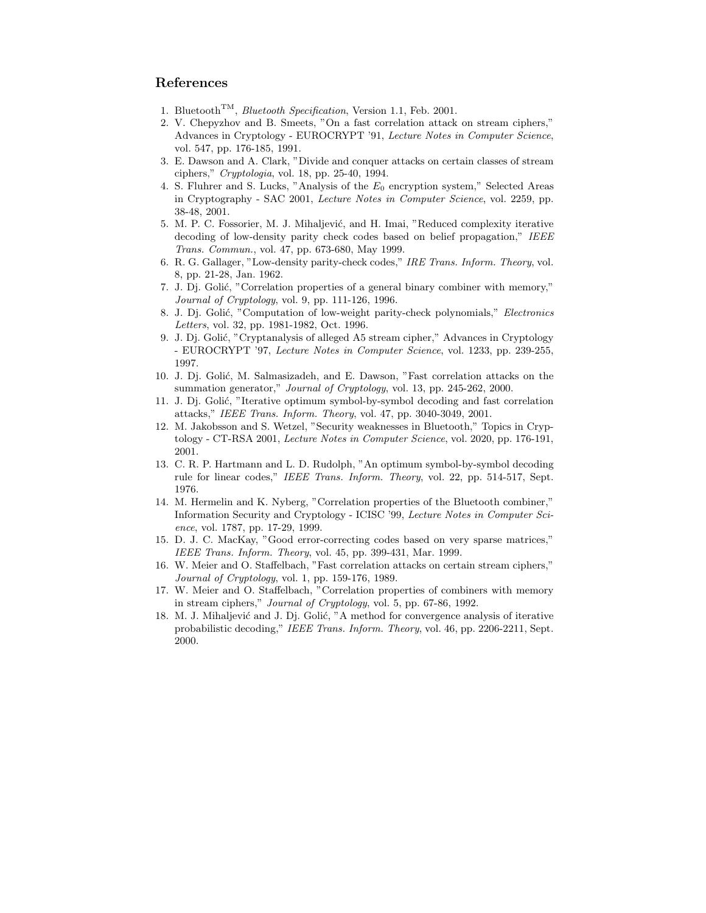## References

1. Bluetooth$^{\mathrm{TM}}$, *Bluetooth Specification*, Version 1.1, Feb. 2001.
2. V. Chepyzhov and B. Smeets, "On a fast correlation attack on stream ciphers," Advances in Cryptology - EUROCRYPT '91, *Lecture Notes in Computer Science*, vol. 547, pp. 176-185, 1991.
3. E. Dawson and A. Clark, "Divide and conquer attacks on certain classes of stream ciphers," *Cryptologia*, vol. 18, pp. 25-40, 1994.
4. S. Fluhrer and S. Lucks, "Analysis of the $E_0$ encryption system," Selected Areas in Cryptography - SAC 2001, *Lecture Notes in Computer Science*, vol. 2259, pp. 38-48, 2001.
5. M. P. C. Fossorier, M. J. Mihaljević, and H. Imai, "Reduced complexity iterative decoding of low-density parity check codes based on belief propagation," *IEEE Trans. Commun.*, vol. 47, pp. 673-680, May 1999.
6. R. G. Gallager, "Low-density parity-check codes," *IRE Trans. Inform. Theory*, vol. 8, pp. 21-28, Jan. 1962.
7. J. Dj. Golić, "Correlation properties of a general binary combiner with memory," *Journal of Cryptology*, vol. 9, pp. 111-126, 1996.
8. J. Dj. Golić, "Computation of low-weight parity-check polynomials," *Electronics Letters*, vol. 32, pp. 1981-1982, Oct. 1996.
9. J. Dj. Golić, "Cryptanalysis of alleged A5 stream cipher," Advances in Cryptology - EUROCRYPT '97, *Lecture Notes in Computer Science*, vol. 1233, pp. 239-255, 1997.
10. J. Dj. Golić, M. Salmasizadeh, and E. Dawson, "Fast correlation attacks on the summation generator," *Journal of Cryptology*, vol. 13, pp. 245-262, 2000.
11. J. Dj. Golić, "Iterative optimum symbol-by-symbol decoding and fast correlation attacks," *IEEE Trans. Inform. Theory*, vol. 47, pp. 3040-3049, 2001.
12. M. Jakobsson and S. Wetzel, "Security weaknesses in Bluetooth," Topics in Cryptology - CT-RSA 2001, *Lecture Notes in Computer Science*, vol. 2020, pp. 176-191, 2001.
13. C. R. P. Hartmann and L. D. Rudolph, "An optimum symbol-by-symbol decoding rule for linear codes," *IEEE Trans. Inform. Theory*, vol. 22, pp. 514-517, Sept. 1976.
14. M. Hermelin and K. Nyberg, "Correlation properties of the Bluetooth combiner," Information Security and Cryptology - ICISC '99, *Lecture Notes in Computer Science*, vol. 1787, pp. 17-29, 1999.
15. D. J. C. MacKay, "Good error-correcting codes based on very sparse matrices," *IEEE Trans. Inform. Theory*, vol. 45, pp. 399-431, Mar. 1999.
16. W. Meier and O. Staffelbach, "Fast correlation attacks on certain stream ciphers," *Journal of Cryptology*, vol. 1, pp. 159-176, 1989.
17. W. Meier and O. Staffelbach, "Correlation properties of combiners with memory in stream ciphers," *Journal of Cryptology*, vol. 5, pp. 67-86, 1992.
18. M. J. Mihaljević and J. Dj. Golić, "A method for convergence analysis of iterative probabilistic decoding," *IEEE Trans. Inform. Theory*, vol. 46, pp. 2206-2211, Sept. 2000.